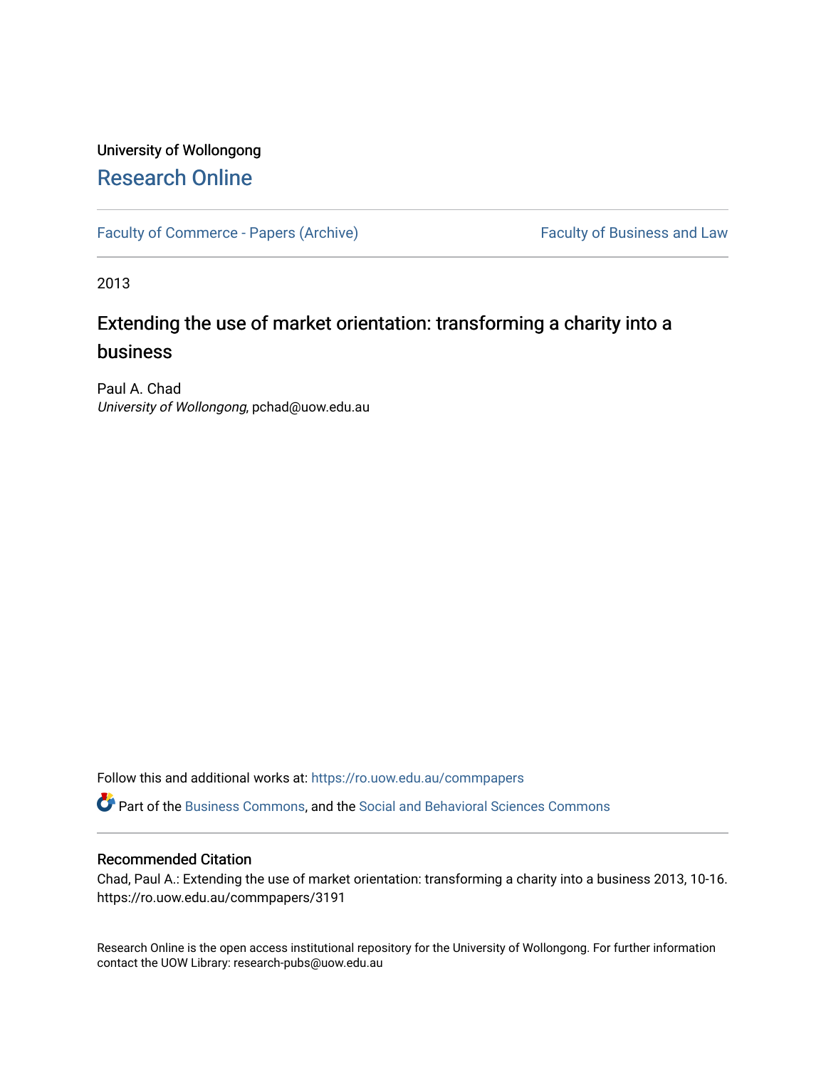University of Wollongong

# Research Online

Faculty of Commerce - Papers (Archive)

Faculty of Business and Law

2013

## Extending the use of market orientation: transforming a charity into a business

Paul A. Chad
*University of Wollongong*, pchad@uow.edu.au

Follow this and additional works at: https://ro.uow.edu.au/commpapers

Part of the Business Commons, and the Social and Behavioral Sciences Commons

### Recommended Citation

Chad, Paul A.: Extending the use of market orientation: transforming a charity into a business 2013, 10-16.
https://ro.uow.edu.au/commpapers/3191

Research Online is the open access institutional repository for the University of Wollongong. For further information contact the UOW Library: research-pubs@uow.edu.au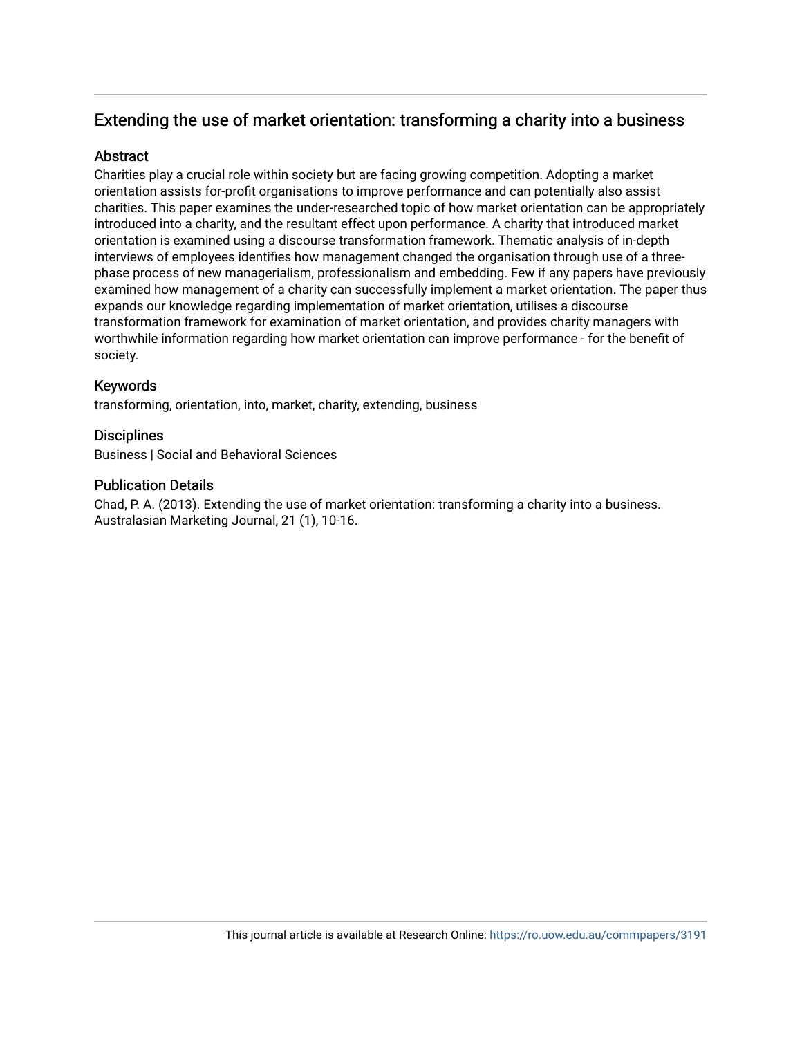## Extending the use of market orientation: transforming a charity into a business

### Abstract

Charities play a crucial role within society but are facing growing competition. Adopting a market orientation assists for-profit organisations to improve performance and can potentially also assist charities. This paper examines the under-researched topic of how market orientation can be appropriately introduced into a charity, and the resultant effect upon performance. A charity that introduced market orientation is examined using a discourse transformation framework. Thematic analysis of in-depth interviews of employees identifies how management changed the organisation through use of a three-phase process of new managerialism, professionalism and embedding. Few if any papers have previously examined how management of a charity can successfully implement a market orientation. The paper thus expands our knowledge regarding implementation of market orientation, utilises a discourse transformation framework for examination of market orientation, and provides charity managers with worthwhile information regarding how market orientation can improve performance - for the benefit of society.

### Keywords

transforming, orientation, into, market, charity, extending, business

### Disciplines

Business | Social and Behavioral Sciences

### Publication Details

Chad, P. A. (2013). Extending the use of market orientation: transforming a charity into a business. Australasian Marketing Journal, 21 (1), 10-16.

This journal article is available at Research Online: https://ro.uow.edu.au/commpapers/3191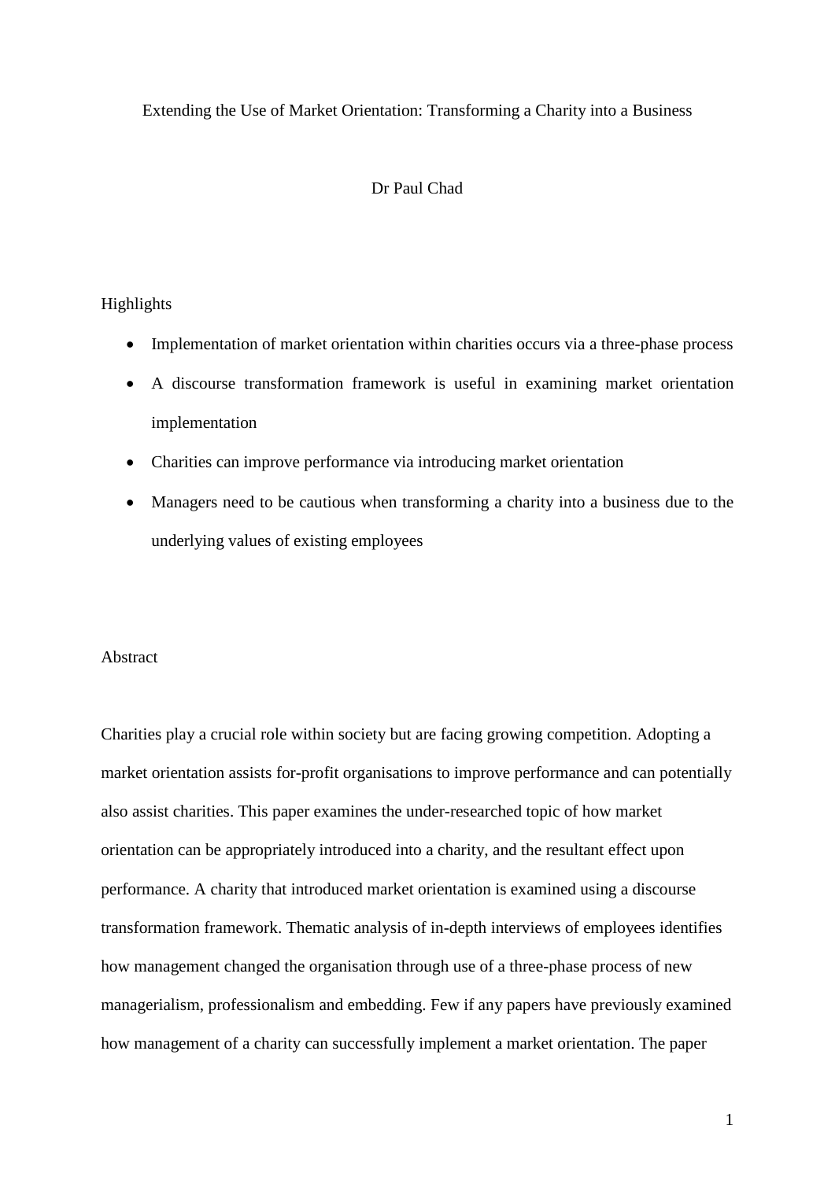# Extending the Use of Market Orientation: Transforming a Charity into a Business

Dr Paul Chad

## Highlights

- Implementation of market orientation within charities occurs via a three-phase process
- A discourse transformation framework is useful in examining market orientation implementation
- Charities can improve performance via introducing market orientation
- Managers need to be cautious when transforming a charity into a business due to the underlying values of existing employees

## Abstract

Charities play a crucial role within society but are facing growing competition. Adopting a market orientation assists for-profit organisations to improve performance and can potentially also assist charities. This paper examines the under-researched topic of how market orientation can be appropriately introduced into a charity, and the resultant effect upon performance. A charity that introduced market orientation is examined using a discourse transformation framework. Thematic analysis of in-depth interviews of employees identifies how management changed the organisation through use of a three-phase process of new managerialism, professionalism and embedding. Few if any papers have previously examined how management of a charity can successfully implement a market orientation. The paper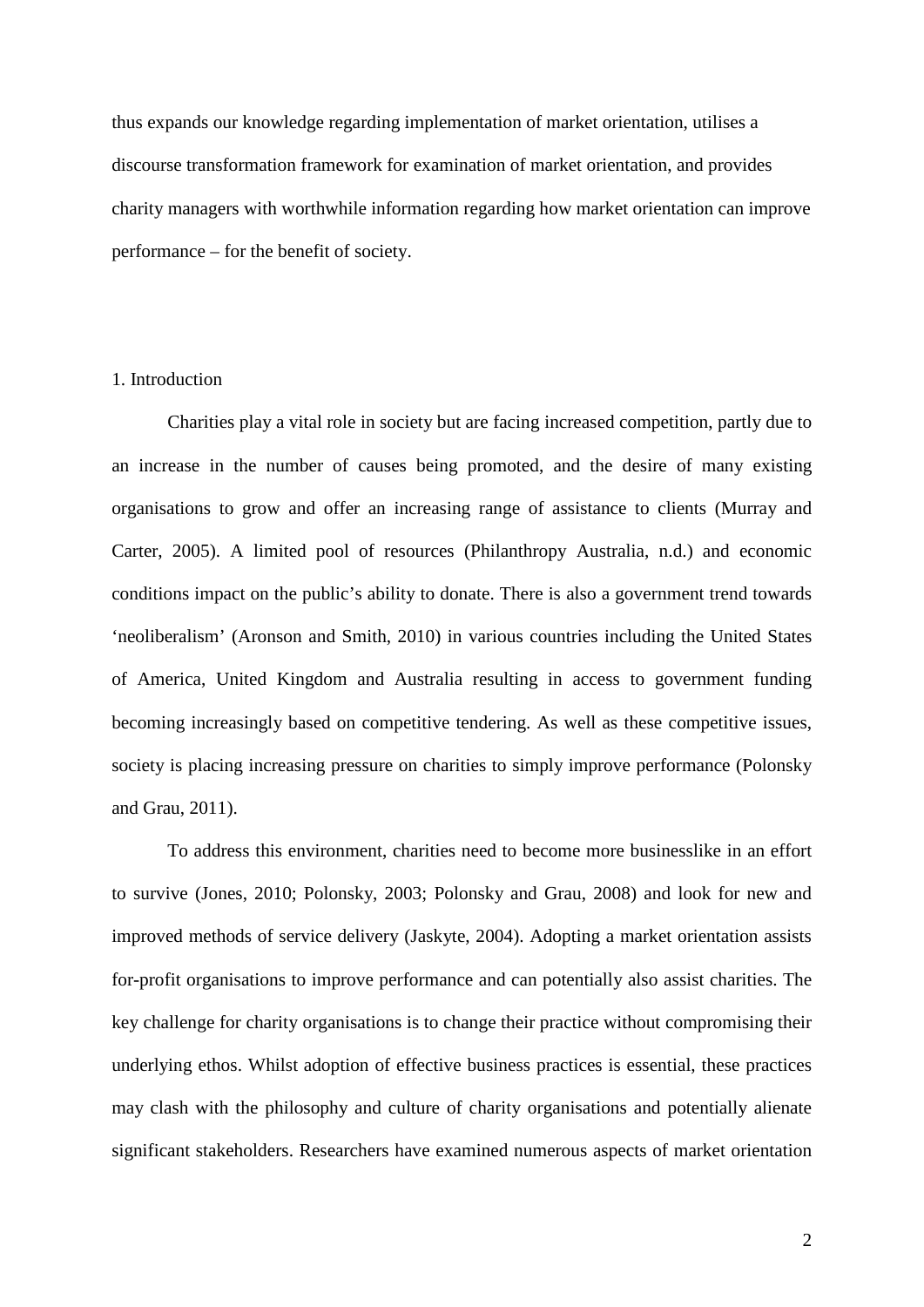thus expands our knowledge regarding implementation of market orientation, utilises a discourse transformation framework for examination of market orientation, and provides charity managers with worthwhile information regarding how market orientation can improve performance – for the benefit of society.

## 1. Introduction

Charities play a vital role in society but are facing increased competition, partly due to an increase in the number of causes being promoted, and the desire of many existing organisations to grow and offer an increasing range of assistance to clients (Murray and Carter, 2005). A limited pool of resources (Philanthropy Australia, n.d.) and economic conditions impact on the public's ability to donate. There is also a government trend towards 'neoliberalism' (Aronson and Smith, 2010) in various countries including the United States of America, United Kingdom and Australia resulting in access to government funding becoming increasingly based on competitive tendering. As well as these competitive issues, society is placing increasing pressure on charities to simply improve performance (Polonsky and Grau, 2011).

To address this environment, charities need to become more businesslike in an effort to survive (Jones, 2010; Polonsky, 2003; Polonsky and Grau, 2008) and look for new and improved methods of service delivery (Jaskyte, 2004). Adopting a market orientation assists for-profit organisations to improve performance and can potentially also assist charities. The key challenge for charity organisations is to change their practice without compromising their underlying ethos. Whilst adoption of effective business practices is essential, these practices may clash with the philosophy and culture of charity organisations and potentially alienate significant stakeholders. Researchers have examined numerous aspects of market orientation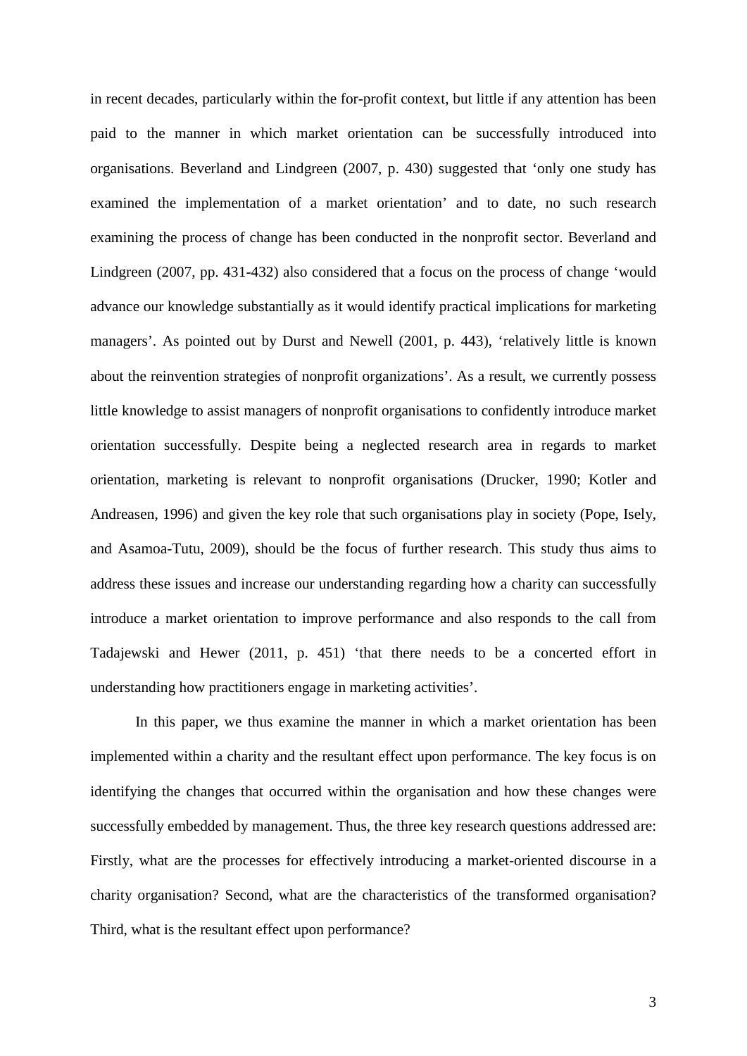in recent decades, particularly within the for-profit context, but little if any attention has been paid to the manner in which market orientation can be successfully introduced into organisations. Beverland and Lindgreen (2007, p. 430) suggested that 'only one study has examined the implementation of a market orientation' and to date, no such research examining the process of change has been conducted in the nonprofit sector. Beverland and Lindgreen (2007, pp. 431-432) also considered that a focus on the process of change 'would advance our knowledge substantially as it would identify practical implications for marketing managers'. As pointed out by Durst and Newell (2001, p. 443), 'relatively little is known about the reinvention strategies of nonprofit organizations'. As a result, we currently possess little knowledge to assist managers of nonprofit organisations to confidently introduce market orientation successfully. Despite being a neglected research area in regards to market orientation, marketing is relevant to nonprofit organisations (Drucker, 1990; Kotler and Andreasen, 1996) and given the key role that such organisations play in society (Pope, Isely, and Asamoa-Tutu, 2009), should be the focus of further research. This study thus aims to address these issues and increase our understanding regarding how a charity can successfully introduce a market orientation to improve performance and also responds to the call from Tadajewski and Hewer (2011, p. 451) 'that there needs to be a concerted effort in understanding how practitioners engage in marketing activities'.

In this paper, we thus examine the manner in which a market orientation has been implemented within a charity and the resultant effect upon performance. The key focus is on identifying the changes that occurred within the organisation and how these changes were successfully embedded by management. Thus, the three key research questions addressed are: Firstly, what are the processes for effectively introducing a market-oriented discourse in a charity organisation? Second, what are the characteristics of the transformed organisation? Third, what is the resultant effect upon performance?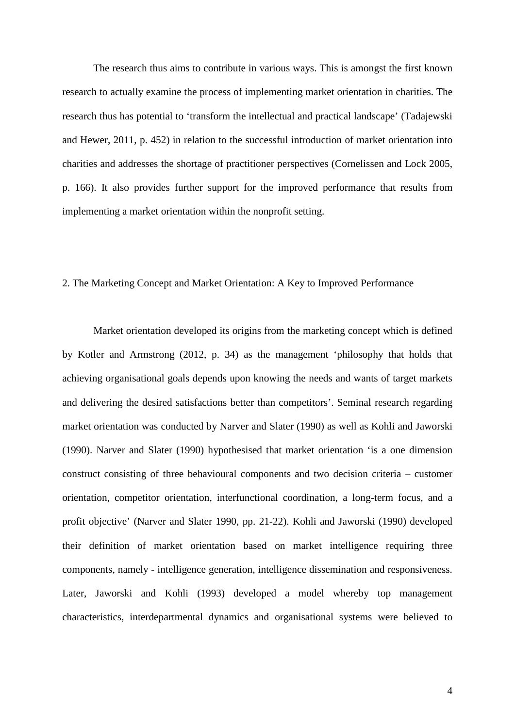The research thus aims to contribute in various ways. This is amongst the first known research to actually examine the process of implementing market orientation in charities. The research thus has potential to 'transform the intellectual and practical landscape' (Tadajewski and Hewer, 2011, p. 452) in relation to the successful introduction of market orientation into charities and addresses the shortage of practitioner perspectives (Cornelissen and Lock 2005, p. 166). It also provides further support for the improved performance that results from implementing a market orientation within the nonprofit setting.

## 2. The Marketing Concept and Market Orientation: A Key to Improved Performance

Market orientation developed its origins from the marketing concept which is defined by Kotler and Armstrong (2012, p. 34) as the management 'philosophy that holds that achieving organisational goals depends upon knowing the needs and wants of target markets and delivering the desired satisfactions better than competitors'. Seminal research regarding market orientation was conducted by Narver and Slater (1990) as well as Kohli and Jaworski (1990). Narver and Slater (1990) hypothesised that market orientation 'is a one dimension construct consisting of three behavioural components and two decision criteria – customer orientation, competitor orientation, interfunctional coordination, a long-term focus, and a profit objective' (Narver and Slater 1990, pp. 21-22). Kohli and Jaworski (1990) developed their definition of market orientation based on market intelligence requiring three components, namely - intelligence generation, intelligence dissemination and responsiveness. Later, Jaworski and Kohli (1993) developed a model whereby top management characteristics, interdepartmental dynamics and organisational systems were believed to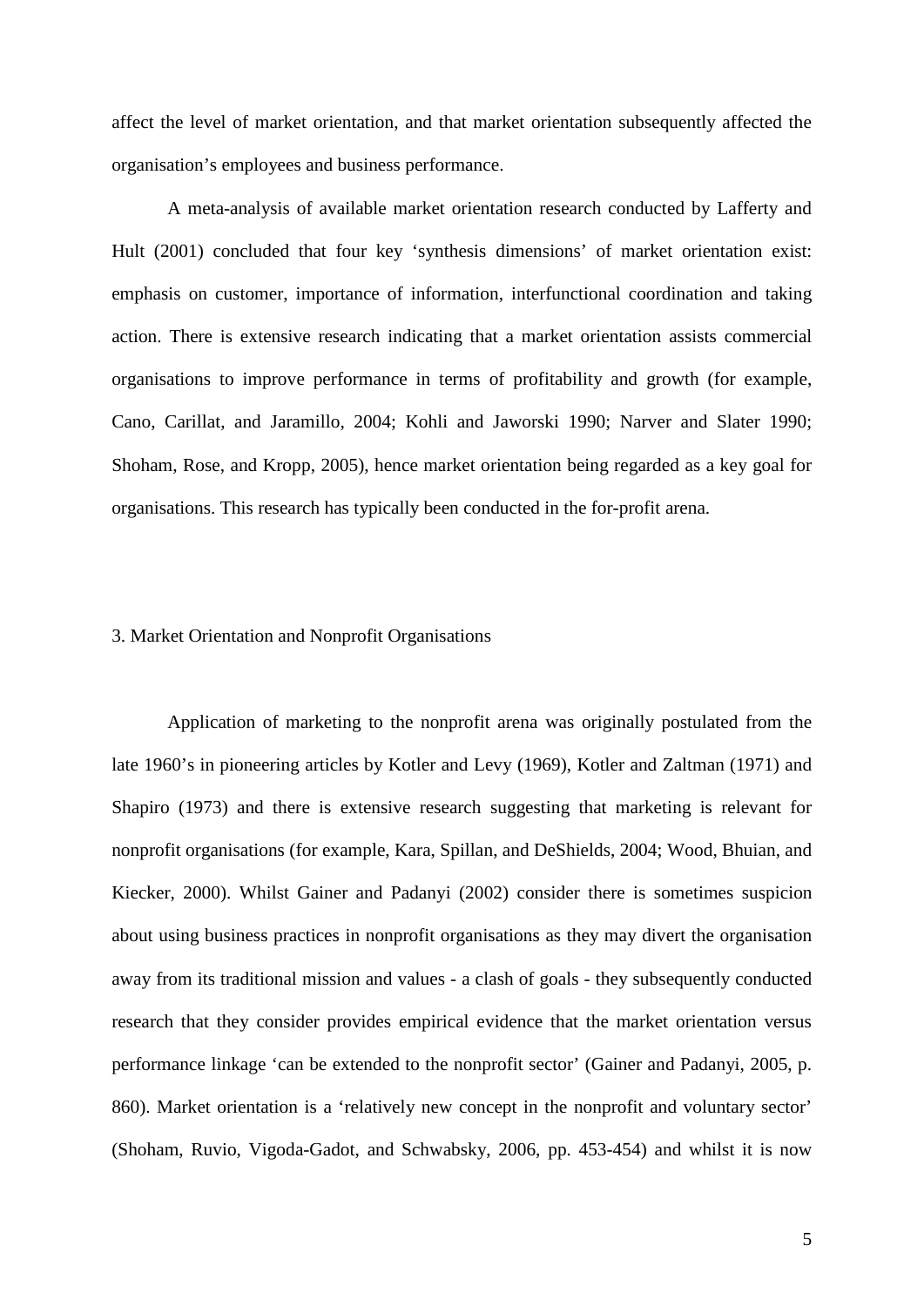affect the level of market orientation, and that market orientation subsequently affected the organisation's employees and business performance.

A meta-analysis of available market orientation research conducted by Lafferty and Hult (2001) concluded that four key 'synthesis dimensions' of market orientation exist: emphasis on customer, importance of information, interfunctional coordination and taking action. There is extensive research indicating that a market orientation assists commercial organisations to improve performance in terms of profitability and growth (for example, Cano, Carillat, and Jaramillo, 2004; Kohli and Jaworski 1990; Narver and Slater 1990; Shoham, Rose, and Kropp, 2005), hence market orientation being regarded as a key goal for organisations. This research has typically been conducted in the for-profit arena.

## 3. Market Orientation and Nonprofit Organisations

Application of marketing to the nonprofit arena was originally postulated from the late 1960's in pioneering articles by Kotler and Levy (1969), Kotler and Zaltman (1971) and Shapiro (1973) and there is extensive research suggesting that marketing is relevant for nonprofit organisations (for example, Kara, Spillan, and DeShields, 2004; Wood, Bhuian, and Kiecker, 2000). Whilst Gainer and Padanyi (2002) consider there is sometimes suspicion about using business practices in nonprofit organisations as they may divert the organisation away from its traditional mission and values - a clash of goals - they subsequently conducted research that they consider provides empirical evidence that the market orientation versus performance linkage 'can be extended to the nonprofit sector' (Gainer and Padanyi, 2005, p. 860). Market orientation is a 'relatively new concept in the nonprofit and voluntary sector' (Shoham, Ruvio, Vigoda-Gadot, and Schwabsky, 2006, pp. 453-454) and whilst it is now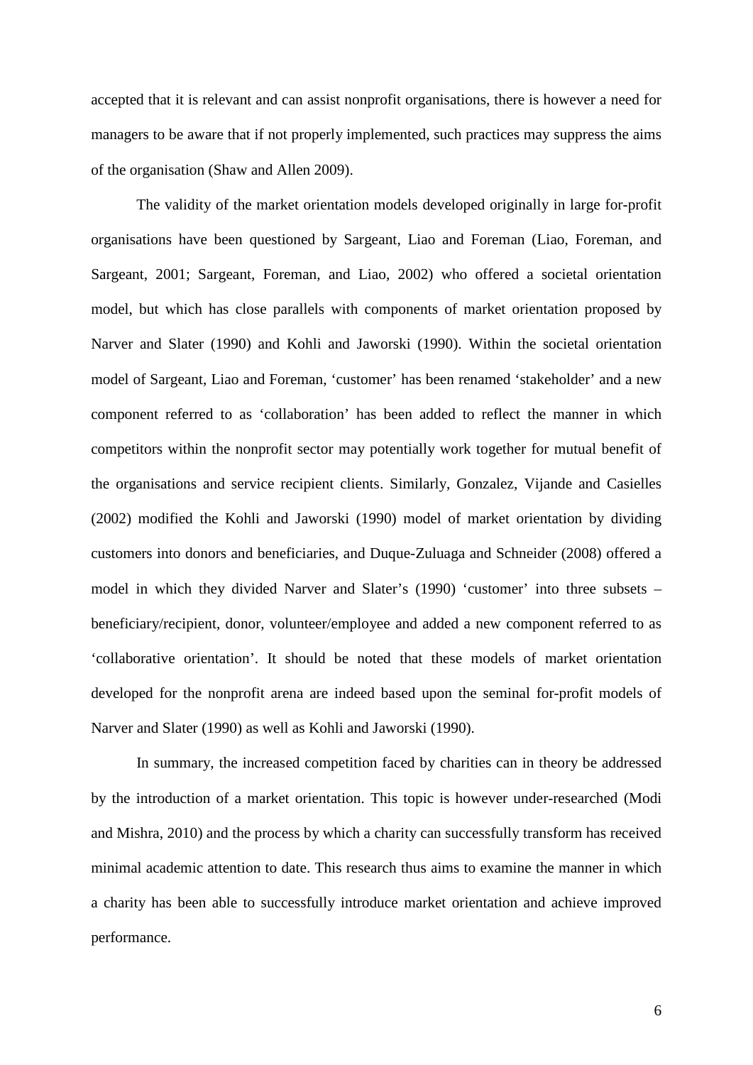accepted that it is relevant and can assist nonprofit organisations, there is however a need for managers to be aware that if not properly implemented, such practices may suppress the aims of the organisation (Shaw and Allen 2009).

The validity of the market orientation models developed originally in large for-profit organisations have been questioned by Sargeant, Liao and Foreman (Liao, Foreman, and Sargeant, 2001; Sargeant, Foreman, and Liao, 2002) who offered a societal orientation model, but which has close parallels with components of market orientation proposed by Narver and Slater (1990) and Kohli and Jaworski (1990). Within the societal orientation model of Sargeant, Liao and Foreman, 'customer' has been renamed 'stakeholder' and a new component referred to as 'collaboration' has been added to reflect the manner in which competitors within the nonprofit sector may potentially work together for mutual benefit of the organisations and service recipient clients. Similarly, Gonzalez, Vijande and Casielles (2002) modified the Kohli and Jaworski (1990) model of market orientation by dividing customers into donors and beneficiaries, and Duque-Zuluaga and Schneider (2008) offered a model in which they divided Narver and Slater's (1990) 'customer' into three subsets – beneficiary/recipient, donor, volunteer/employee and added a new component referred to as 'collaborative orientation'. It should be noted that these models of market orientation developed for the nonprofit arena are indeed based upon the seminal for-profit models of Narver and Slater (1990) as well as Kohli and Jaworski (1990).

In summary, the increased competition faced by charities can in theory be addressed by the introduction of a market orientation. This topic is however under-researched (Modi and Mishra, 2010) and the process by which a charity can successfully transform has received minimal academic attention to date. This research thus aims to examine the manner in which a charity has been able to successfully introduce market orientation and achieve improved performance.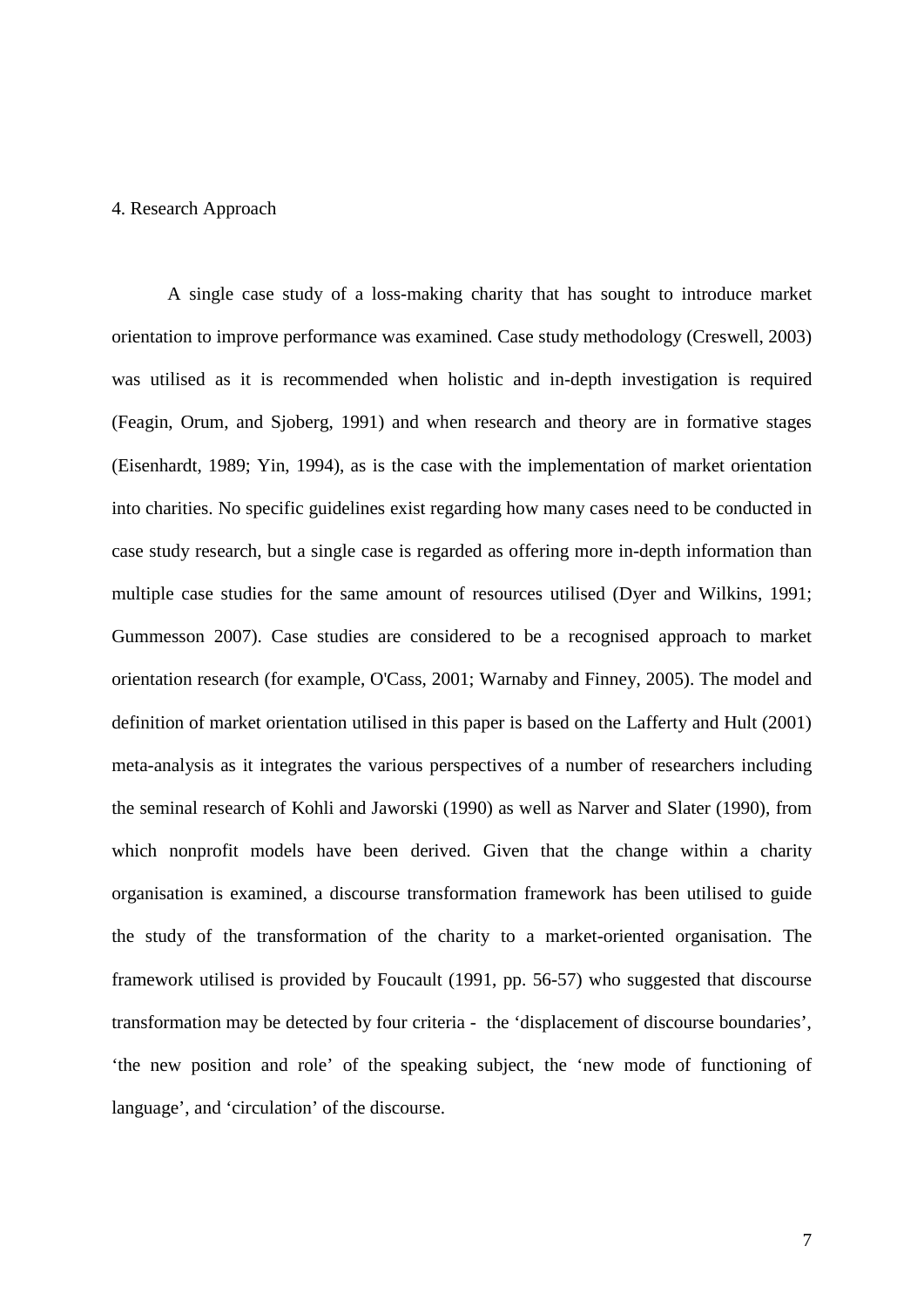## 4. Research Approach

A single case study of a loss-making charity that has sought to introduce market orientation to improve performance was examined. Case study methodology (Creswell, 2003) was utilised as it is recommended when holistic and in-depth investigation is required (Feagin, Orum, and Sjoberg, 1991) and when research and theory are in formative stages (Eisenhardt, 1989; Yin, 1994), as is the case with the implementation of market orientation into charities. No specific guidelines exist regarding how many cases need to be conducted in case study research, but a single case is regarded as offering more in-depth information than multiple case studies for the same amount of resources utilised (Dyer and Wilkins, 1991; Gummesson 2007). Case studies are considered to be a recognised approach to market orientation research (for example, O'Cass, 2001; Warnaby and Finney, 2005). The model and definition of market orientation utilised in this paper is based on the Lafferty and Hult (2001) meta-analysis as it integrates the various perspectives of a number of researchers including the seminal research of Kohli and Jaworski (1990) as well as Narver and Slater (1990), from which nonprofit models have been derived. Given that the change within a charity organisation is examined, a discourse transformation framework has been utilised to guide the study of the transformation of the charity to a market-oriented organisation. The framework utilised is provided by Foucault (1991, pp. 56-57) who suggested that discourse transformation may be detected by four criteria - the 'displacement of discourse boundaries', 'the new position and role' of the speaking subject, the 'new mode of functioning of language', and 'circulation' of the discourse.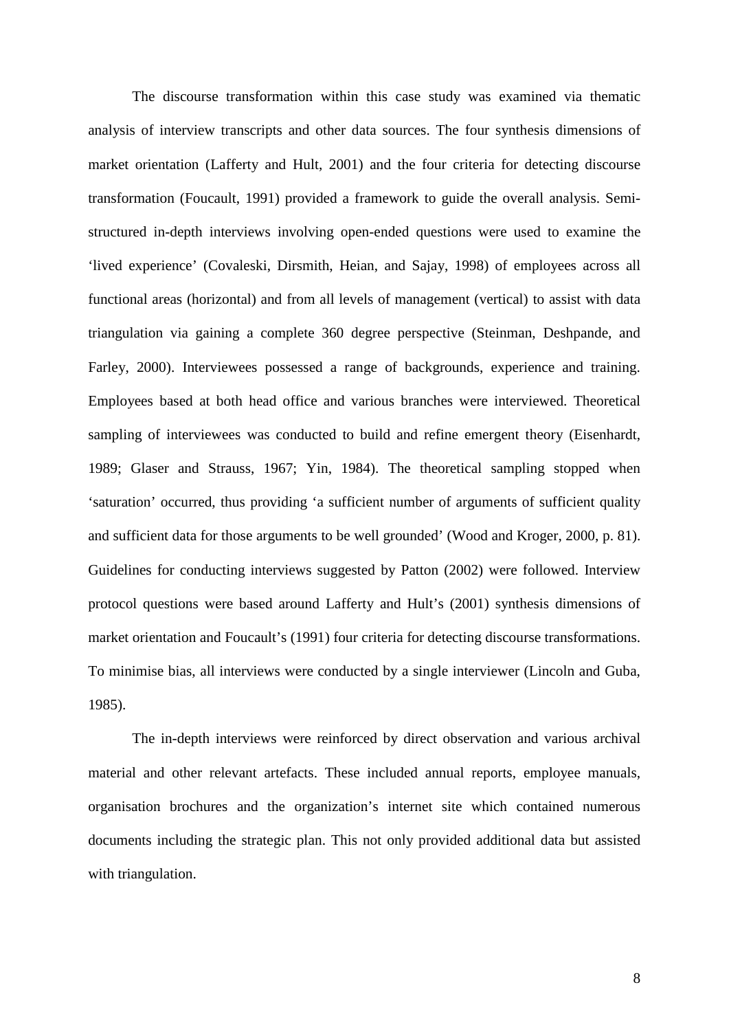The discourse transformation within this case study was examined via thematic analysis of interview transcripts and other data sources. The four synthesis dimensions of market orientation (Lafferty and Hult, 2001) and the four criteria for detecting discourse transformation (Foucault, 1991) provided a framework to guide the overall analysis. Semi-structured in-depth interviews involving open-ended questions were used to examine the 'lived experience' (Covaleski, Dirsmith, Heian, and Sajay, 1998) of employees across all functional areas (horizontal) and from all levels of management (vertical) to assist with data triangulation via gaining a complete 360 degree perspective (Steinman, Deshpande, and Farley, 2000). Interviewees possessed a range of backgrounds, experience and training. Employees based at both head office and various branches were interviewed. Theoretical sampling of interviewees was conducted to build and refine emergent theory (Eisenhardt, 1989; Glaser and Strauss, 1967; Yin, 1984). The theoretical sampling stopped when 'saturation' occurred, thus providing 'a sufficient number of arguments of sufficient quality and sufficient data for those arguments to be well grounded' (Wood and Kroger, 2000, p. 81). Guidelines for conducting interviews suggested by Patton (2002) were followed. Interview protocol questions were based around Lafferty and Hult's (2001) synthesis dimensions of market orientation and Foucault's (1991) four criteria for detecting discourse transformations. To minimise bias, all interviews were conducted by a single interviewer (Lincoln and Guba, 1985).

The in-depth interviews were reinforced by direct observation and various archival material and other relevant artefacts. These included annual reports, employee manuals, organisation brochures and the organization's internet site which contained numerous documents including the strategic plan. This not only provided additional data but assisted with triangulation.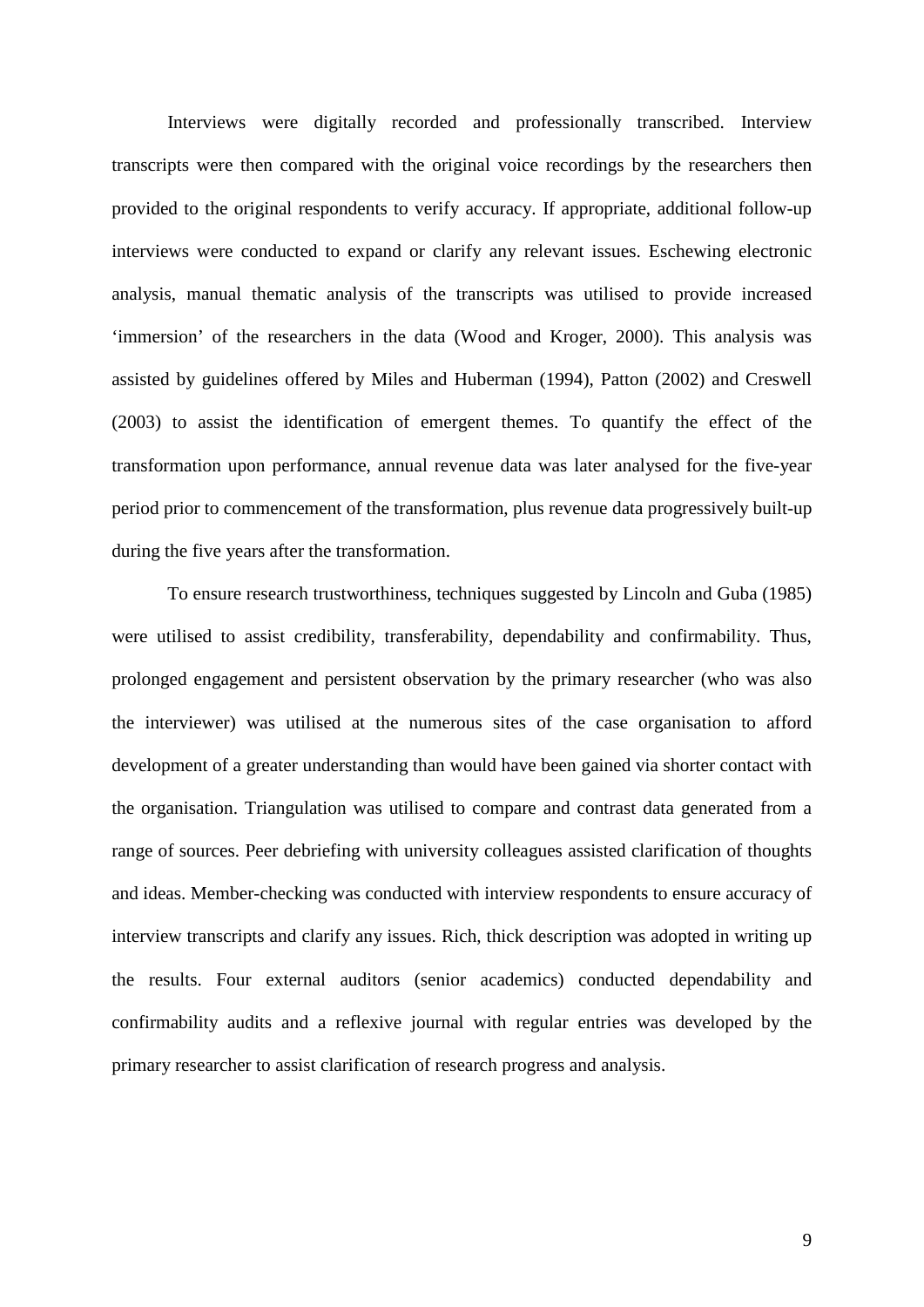Interviews were digitally recorded and professionally transcribed. Interview transcripts were then compared with the original voice recordings by the researchers then provided to the original respondents to verify accuracy. If appropriate, additional follow-up interviews were conducted to expand or clarify any relevant issues. Eschewing electronic analysis, manual thematic analysis of the transcripts was utilised to provide increased 'immersion' of the researchers in the data (Wood and Kroger, 2000). This analysis was assisted by guidelines offered by Miles and Huberman (1994), Patton (2002) and Creswell (2003) to assist the identification of emergent themes. To quantify the effect of the transformation upon performance, annual revenue data was later analysed for the five-year period prior to commencement of the transformation, plus revenue data progressively built-up during the five years after the transformation.

To ensure research trustworthiness, techniques suggested by Lincoln and Guba (1985) were utilised to assist credibility, transferability, dependability and confirmability. Thus, prolonged engagement and persistent observation by the primary researcher (who was also the interviewer) was utilised at the numerous sites of the case organisation to afford development of a greater understanding than would have been gained via shorter contact with the organisation. Triangulation was utilised to compare and contrast data generated from a range of sources. Peer debriefing with university colleagues assisted clarification of thoughts and ideas. Member-checking was conducted with interview respondents to ensure accuracy of interview transcripts and clarify any issues. Rich, thick description was adopted in writing up the results. Four external auditors (senior academics) conducted dependability and confirmability audits and a reflexive journal with regular entries was developed by the primary researcher to assist clarification of research progress and analysis.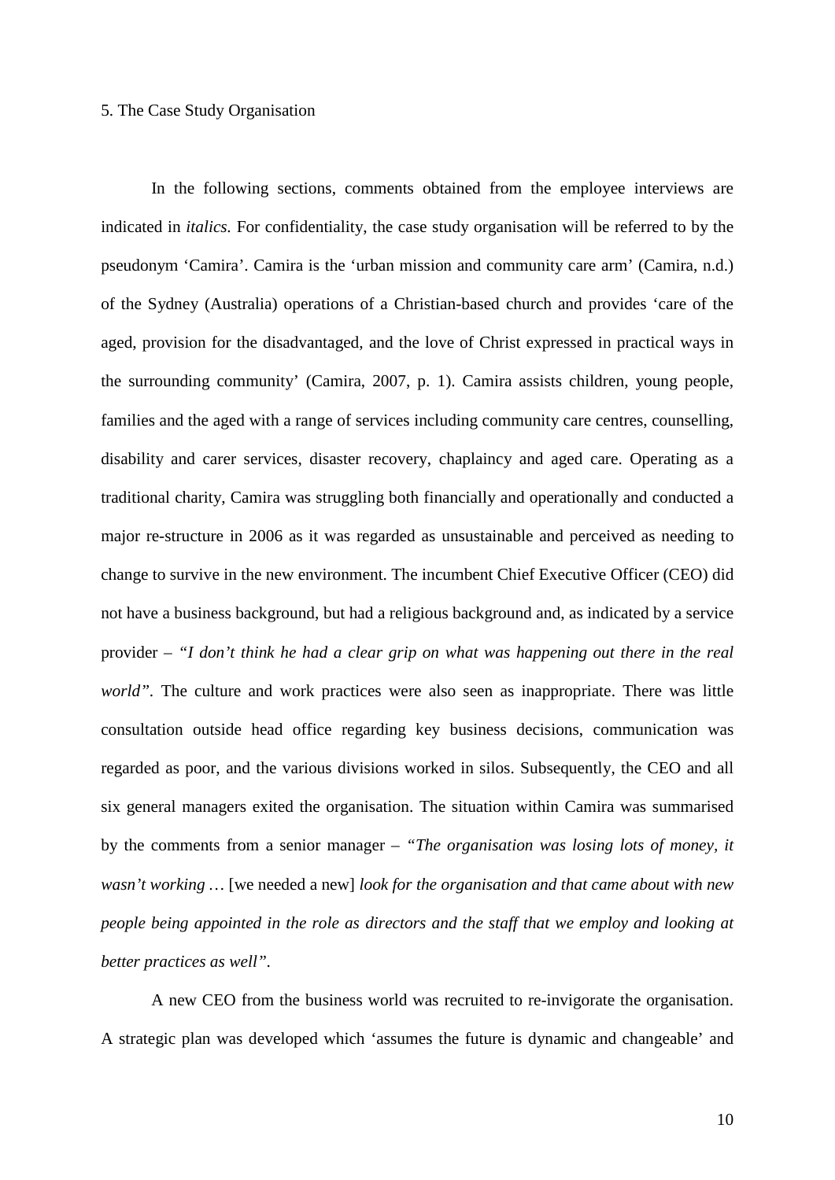## 5. The Case Study Organisation

In the following sections, comments obtained from the employee interviews are indicated in *italics*. For confidentiality, the case study organisation will be referred to by the pseudonym 'Camira'. Camira is the 'urban mission and community care arm' (Camira, n.d.) of the Sydney (Australia) operations of a Christian-based church and provides 'care of the aged, provision for the disadvantaged, and the love of Christ expressed in practical ways in the surrounding community' (Camira, 2007, p. 1). Camira assists children, young people, families and the aged with a range of services including community care centres, counselling, disability and carer services, disaster recovery, chaplaincy and aged care. Operating as a traditional charity, Camira was struggling both financially and operationally and conducted a major re-structure in 2006 as it was regarded as unsustainable and perceived as needing to change to survive in the new environment. The incumbent Chief Executive Officer (CEO) did not have a business background, but had a religious background and, as indicated by a service provider – *"I don't think he had a clear grip on what was happening out there in the real world"*. The culture and work practices were also seen as inappropriate. There was little consultation outside head office regarding key business decisions, communication was regarded as poor, and the various divisions worked in silos. Subsequently, the CEO and all six general managers exited the organisation. The situation within Camira was summarised by the comments from a senior manager – *"The organisation was losing lots of money, it wasn't working …* [we needed a new] *look for the organisation and that came about with new people being appointed in the role as directors and the staff that we employ and looking at better practices as well"*.

A new CEO from the business world was recruited to re-invigorate the organisation. A strategic plan was developed which 'assumes the future is dynamic and changeable' and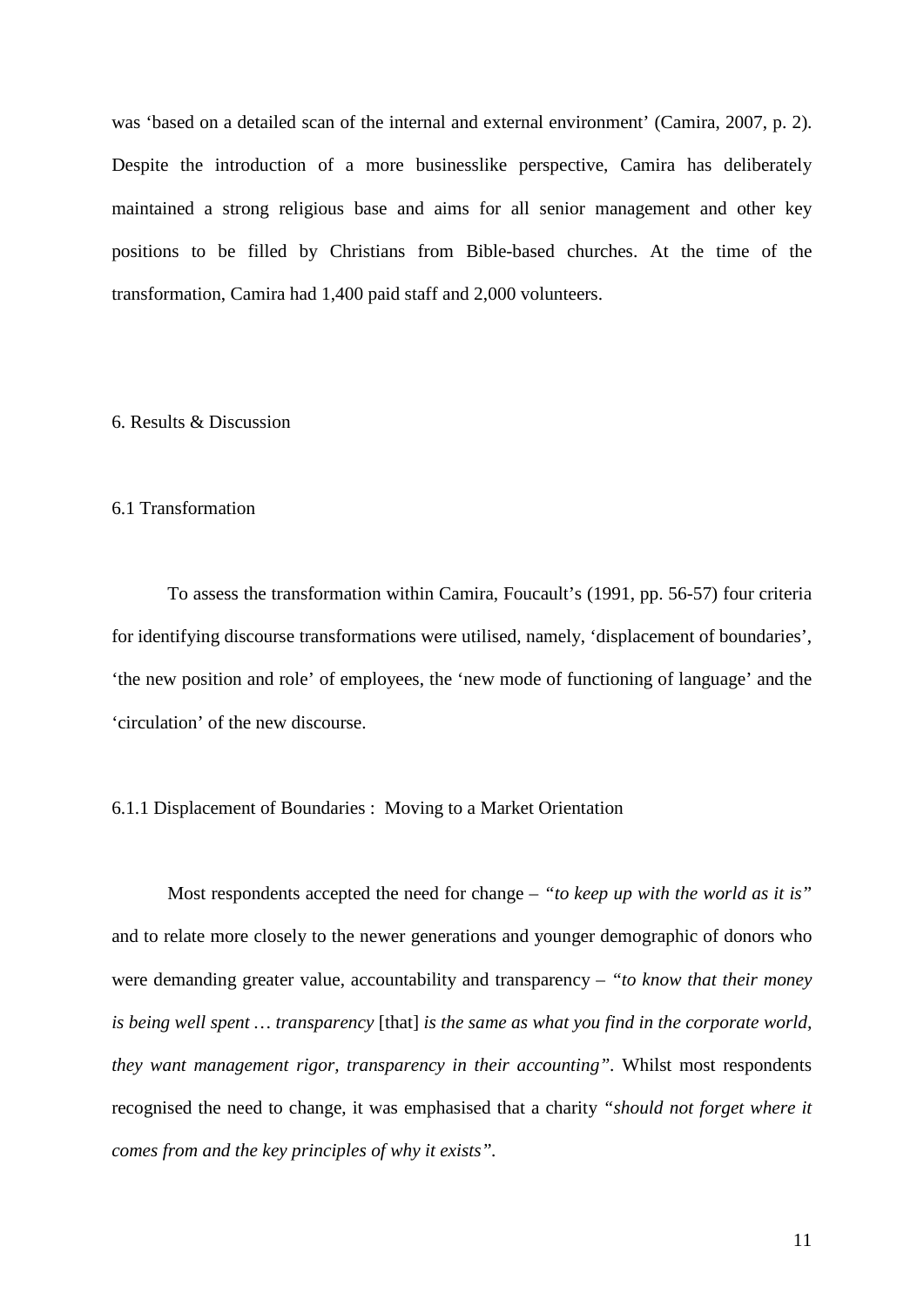was 'based on a detailed scan of the internal and external environment' (Camira, 2007, p. 2). Despite the introduction of a more businesslike perspective, Camira has deliberately maintained a strong religious base and aims for all senior management and other key positions to be filled by Christians from Bible-based churches. At the time of the transformation, Camira had 1,400 paid staff and 2,000 volunteers.

## 6. Results & Discussion

### 6.1 Transformation

To assess the transformation within Camira, Foucault's (1991, pp. 56-57) four criteria for identifying discourse transformations were utilised, namely, 'displacement of boundaries', 'the new position and role' of employees, the 'new mode of functioning of language' and the 'circulation' of the new discourse.

#### 6.1.1 Displacement of Boundaries : Moving to a Market Orientation

Most respondents accepted the need for change – *"to keep up with the world as it is"* and to relate more closely to the newer generations and younger demographic of donors who were demanding greater value, accountability and transparency – *"to know that their money is being well spent … transparency* [that] *is the same as what you find in the corporate world, they want management rigor, transparency in their accounting"*. Whilst most respondents recognised the need to change, it was emphasised that a charity *"should not forget where it comes from and the key principles of why it exists"*.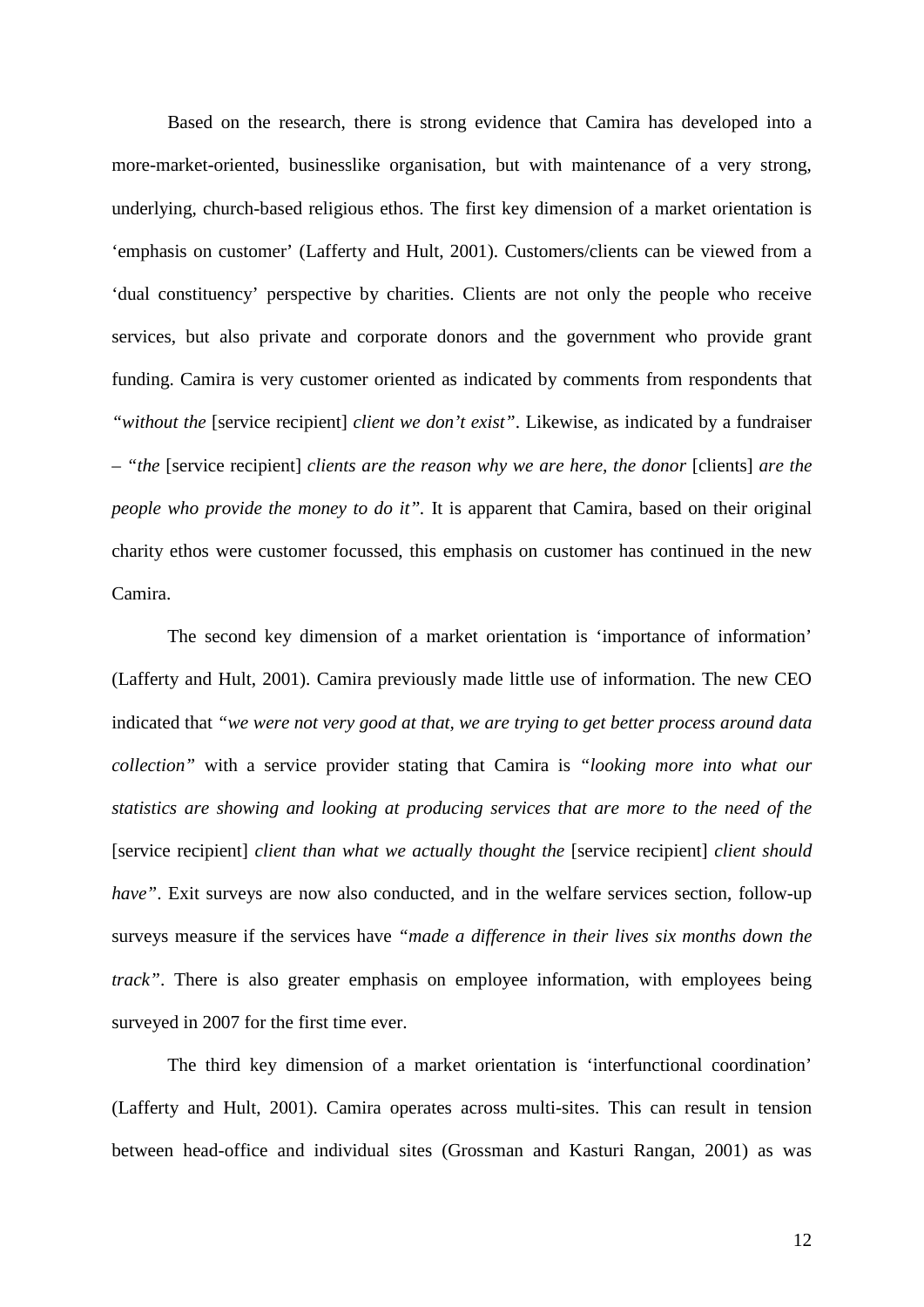Based on the research, there is strong evidence that Camira has developed into a more-market-oriented, businesslike organisation, but with maintenance of a very strong, underlying, church-based religious ethos. The first key dimension of a market orientation is 'emphasis on customer' (Lafferty and Hult, 2001). Customers/clients can be viewed from a 'dual constituency' perspective by charities. Clients are not only the people who receive services, but also private and corporate donors and the government who provide grant funding. Camira is very customer oriented as indicated by comments from respondents that *"without the* [service recipient] *client we don't exist"*. Likewise, as indicated by a fundraiser – *"the* [service recipient] *clients are the reason why we are here, the donor* [clients] *are the people who provide the money to do it"*. It is apparent that Camira, based on their original charity ethos were customer focussed, this emphasis on customer has continued in the new Camira.

The second key dimension of a market orientation is 'importance of information' (Lafferty and Hult, 2001). Camira previously made little use of information. The new CEO indicated that *"we were not very good at that, we are trying to get better process around data collection"* with a service provider stating that Camira is *"looking more into what our statistics are showing and looking at producing services that are more to the need of the* [service recipient] *client than what we actually thought the* [service recipient] *client should have"*. Exit surveys are now also conducted, and in the welfare services section, follow-up surveys measure if the services have *"made a difference in their lives six months down the track"*. There is also greater emphasis on employee information, with employees being surveyed in 2007 for the first time ever.

The third key dimension of a market orientation is 'interfunctional coordination' (Lafferty and Hult, 2001). Camira operates across multi-sites. This can result in tension between head-office and individual sites (Grossman and Kasturi Rangan, 2001) as was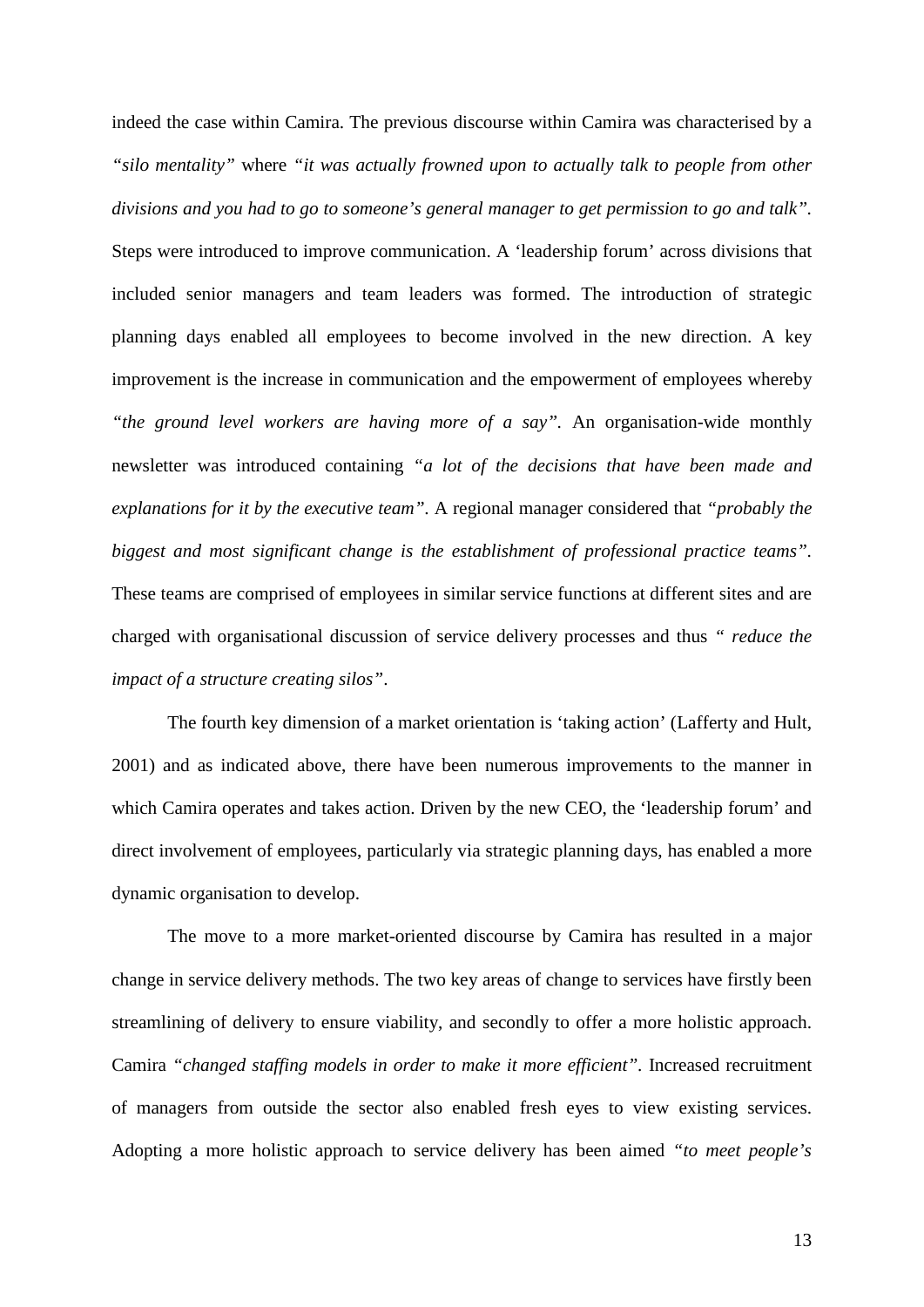indeed the case within Camira. The previous discourse within Camira was characterised by a *"silo mentality"* where *"it was actually frowned upon to actually talk to people from other divisions and you had to go to someone's general manager to get permission to go and talk"*. Steps were introduced to improve communication. A 'leadership forum' across divisions that included senior managers and team leaders was formed. The introduction of strategic planning days enabled all employees to become involved in the new direction. A key improvement is the increase in communication and the empowerment of employees whereby *"the ground level workers are having more of a say"*. An organisation-wide monthly newsletter was introduced containing *"a lot of the decisions that have been made and explanations for it by the executive team"*. A regional manager considered that *"probably the biggest and most significant change is the establishment of professional practice teams"*. These teams are comprised of employees in similar service functions at different sites and are charged with organisational discussion of service delivery processes and thus *" reduce the impact of a structure creating silos"*.

The fourth key dimension of a market orientation is 'taking action' (Lafferty and Hult, 2001) and as indicated above, there have been numerous improvements to the manner in which Camira operates and takes action. Driven by the new CEO, the 'leadership forum' and direct involvement of employees, particularly via strategic planning days, has enabled a more dynamic organisation to develop.

The move to a more market-oriented discourse by Camira has resulted in a major change in service delivery methods. The two key areas of change to services have firstly been streamlining of delivery to ensure viability, and secondly to offer a more holistic approach. Camira *"changed staffing models in order to make it more efficient"*. Increased recruitment of managers from outside the sector also enabled fresh eyes to view existing services. Adopting a more holistic approach to service delivery has been aimed *"to meet people's*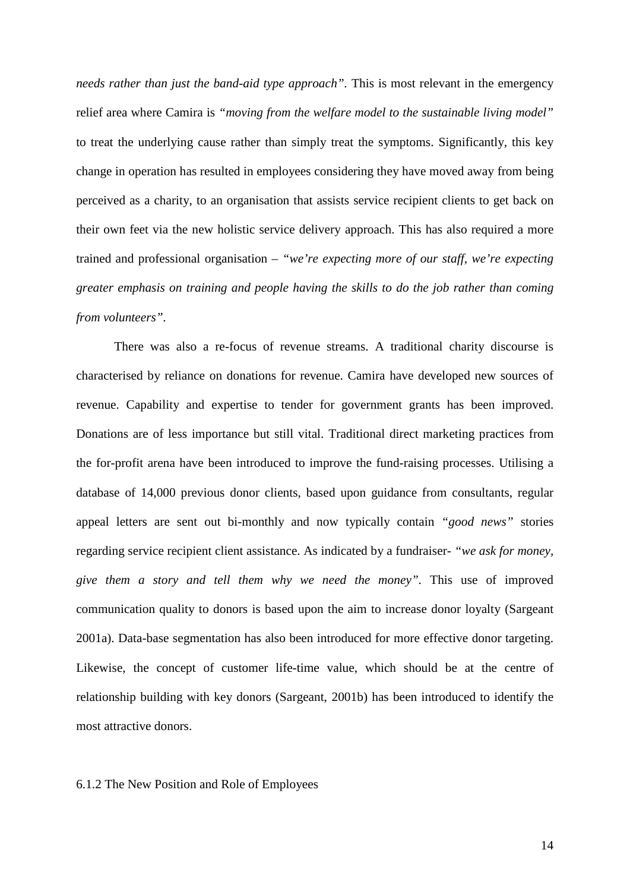*needs rather than just the band-aid type approach"*. This is most relevant in the emergency relief area where Camira is *"moving from the welfare model to the sustainable living model"* to treat the underlying cause rather than simply treat the symptoms. Significantly, this key change in operation has resulted in employees considering they have moved away from being perceived as a charity, to an organisation that assists service recipient clients to get back on their own feet via the new holistic service delivery approach. This has also required a more trained and professional organisation – *"we're expecting more of our staff, we're expecting greater emphasis on training and people having the skills to do the job rather than coming from volunteers"*.

There was also a re-focus of revenue streams. A traditional charity discourse is characterised by reliance on donations for revenue. Camira have developed new sources of revenue. Capability and expertise to tender for government grants has been improved. Donations are of less importance but still vital. Traditional direct marketing practices from the for-profit arena have been introduced to improve the fund-raising processes. Utilising a database of 14,000 previous donor clients, based upon guidance from consultants, regular appeal letters are sent out bi-monthly and now typically contain *"good news"* stories regarding service recipient client assistance. As indicated by a fundraiser- *"we ask for money, give them a story and tell them why we need the money"*. This use of improved communication quality to donors is based upon the aim to increase donor loyalty (Sargeant 2001a). Data-base segmentation has also been introduced for more effective donor targeting. Likewise, the concept of customer life-time value, which should be at the centre of relationship building with key donors (Sargeant, 2001b) has been introduced to identify the most attractive donors.

### 6.1.2 The New Position and Role of Employees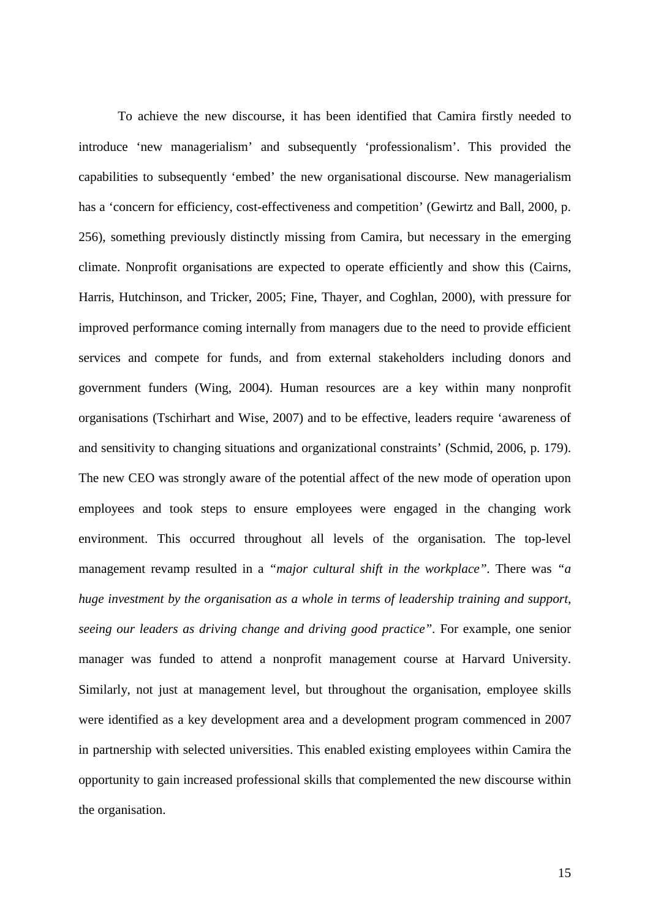To achieve the new discourse, it has been identified that Camira firstly needed to introduce 'new managerialism' and subsequently 'professionalism'. This provided the capabilities to subsequently 'embed' the new organisational discourse. New managerialism has a 'concern for efficiency, cost-effectiveness and competition' (Gewirtz and Ball, 2000, p. 256), something previously distinctly missing from Camira, but necessary in the emerging climate. Nonprofit organisations are expected to operate efficiently and show this (Cairns, Harris, Hutchinson, and Tricker, 2005; Fine, Thayer, and Coghlan, 2000), with pressure for improved performance coming internally from managers due to the need to provide efficient services and compete for funds, and from external stakeholders including donors and government funders (Wing, 2004). Human resources are a key within many nonprofit organisations (Tschirhart and Wise, 2007) and to be effective, leaders require 'awareness of and sensitivity to changing situations and organizational constraints' (Schmid, 2006, p. 179). The new CEO was strongly aware of the potential affect of the new mode of operation upon employees and took steps to ensure employees were engaged in the changing work environment. This occurred throughout all levels of the organisation. The top-level management revamp resulted in a *"major cultural shift in the workplace"*. There was *"a huge investment by the organisation as a whole in terms of leadership training and support, seeing our leaders as driving change and driving good practice"*. For example, one senior manager was funded to attend a nonprofit management course at Harvard University. Similarly, not just at management level, but throughout the organisation, employee skills were identified as a key development area and a development program commenced in 2007 in partnership with selected universities. This enabled existing employees within Camira the opportunity to gain increased professional skills that complemented the new discourse within the organisation.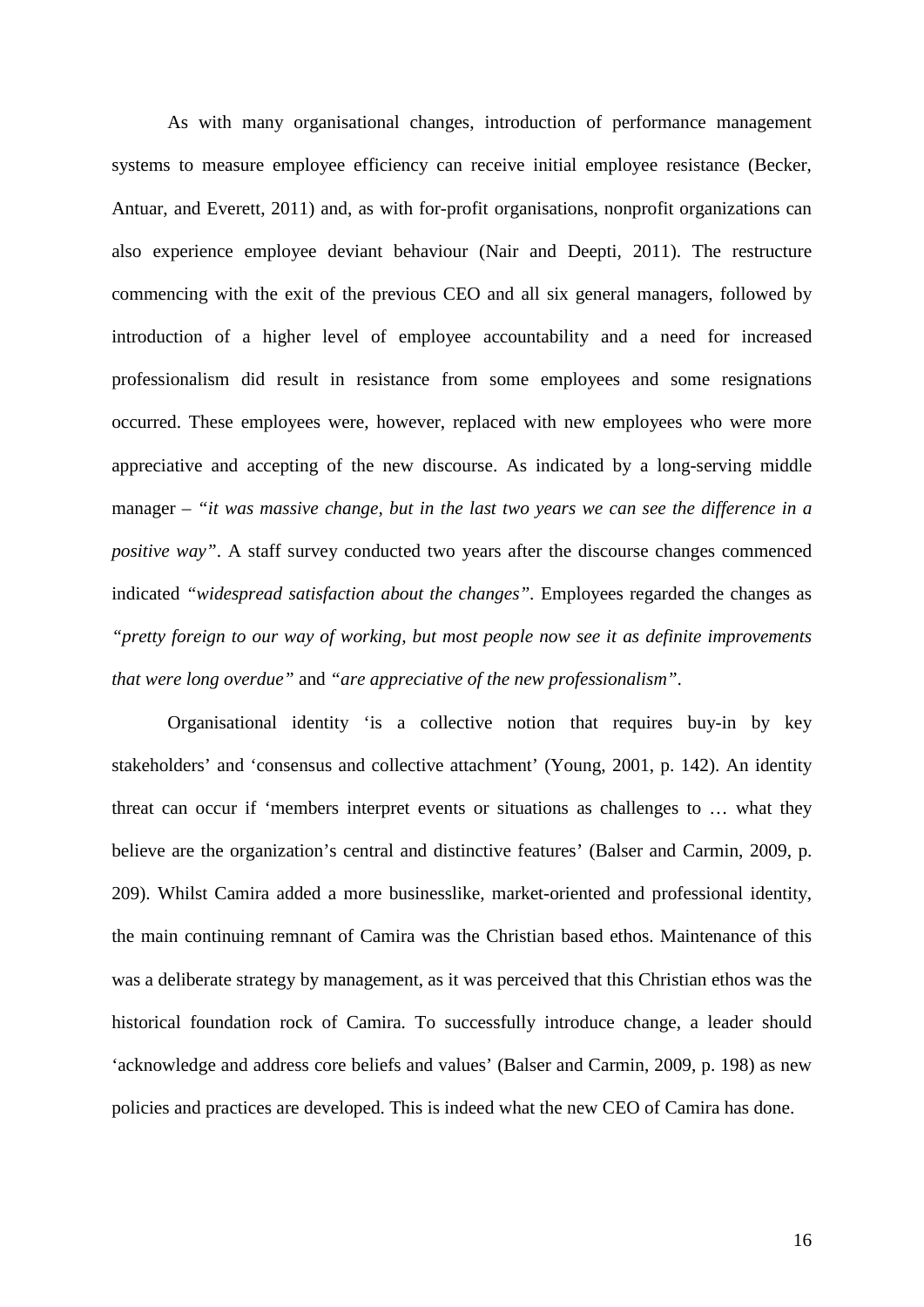As with many organisational changes, introduction of performance management systems to measure employee efficiency can receive initial employee resistance (Becker, Antuar, and Everett, 2011) and, as with for-profit organisations, nonprofit organizations can also experience employee deviant behaviour (Nair and Deepti, 2011). The restructure commencing with the exit of the previous CEO and all six general managers, followed by introduction of a higher level of employee accountability and a need for increased professionalism did result in resistance from some employees and some resignations occurred. These employees were, however, replaced with new employees who were more appreciative and accepting of the new discourse. As indicated by a long-serving middle manager – *"it was massive change, but in the last two years we can see the difference in a positive way"*. A staff survey conducted two years after the discourse changes commenced indicated *"widespread satisfaction about the changes"*. Employees regarded the changes as *"pretty foreign to our way of working, but most people now see it as definite improvements that were long overdue"* and *"are appreciative of the new professionalism"*.

Organisational identity 'is a collective notion that requires buy-in by key stakeholders' and 'consensus and collective attachment' (Young, 2001, p. 142). An identity threat can occur if 'members interpret events or situations as challenges to … what they believe are the organization's central and distinctive features' (Balser and Carmin, 2009, p. 209). Whilst Camira added a more businesslike, market-oriented and professional identity, the main continuing remnant of Camira was the Christian based ethos. Maintenance of this was a deliberate strategy by management, as it was perceived that this Christian ethos was the historical foundation rock of Camira. To successfully introduce change, a leader should 'acknowledge and address core beliefs and values' (Balser and Carmin, 2009, p. 198) as new policies and practices are developed. This is indeed what the new CEO of Camira has done.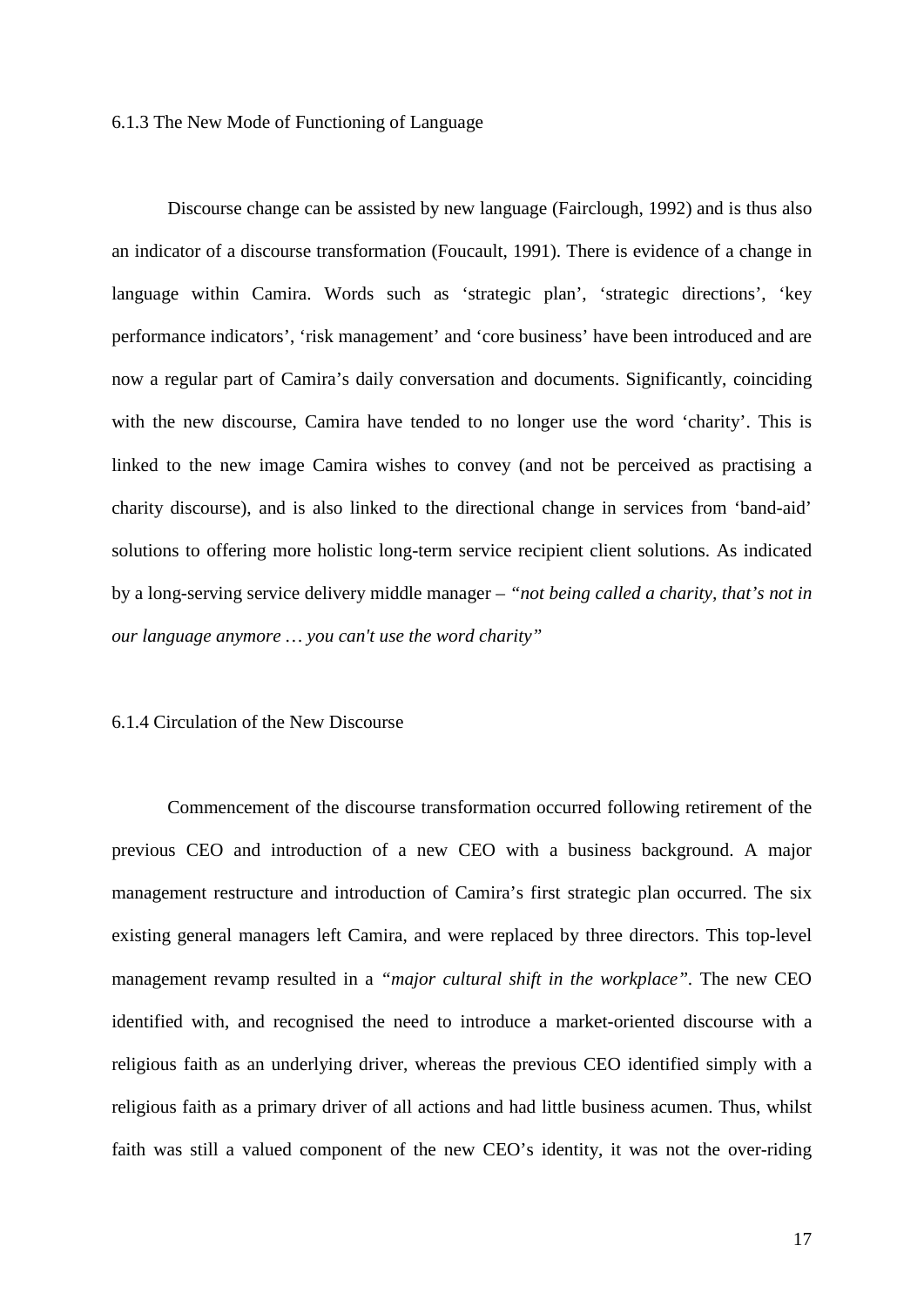### 6.1.3 The New Mode of Functioning of Language

Discourse change can be assisted by new language (Fairclough, 1992) and is thus also an indicator of a discourse transformation (Foucault, 1991). There is evidence of a change in language within Camira. Words such as 'strategic plan', 'strategic directions', 'key performance indicators', 'risk management' and 'core business' have been introduced and are now a regular part of Camira's daily conversation and documents. Significantly, coinciding with the new discourse, Camira have tended to no longer use the word 'charity'. This is linked to the new image Camira wishes to convey (and not be perceived as practising a charity discourse), and is also linked to the directional change in services from 'band-aid' solutions to offering more holistic long-term service recipient client solutions. As indicated by a long-serving service delivery middle manager – *"not being called a charity, that's not in our language anymore … you can't use the word charity"*

### 6.1.4 Circulation of the New Discourse

Commencement of the discourse transformation occurred following retirement of the previous CEO and introduction of a new CEO with a business background. A major management restructure and introduction of Camira's first strategic plan occurred. The six existing general managers left Camira, and were replaced by three directors. This top-level management revamp resulted in a *"major cultural shift in the workplace"*. The new CEO identified with, and recognised the need to introduce a market-oriented discourse with a religious faith as an underlying driver, whereas the previous CEO identified simply with a religious faith as a primary driver of all actions and had little business acumen. Thus, whilst faith was still a valued component of the new CEO's identity, it was not the over-riding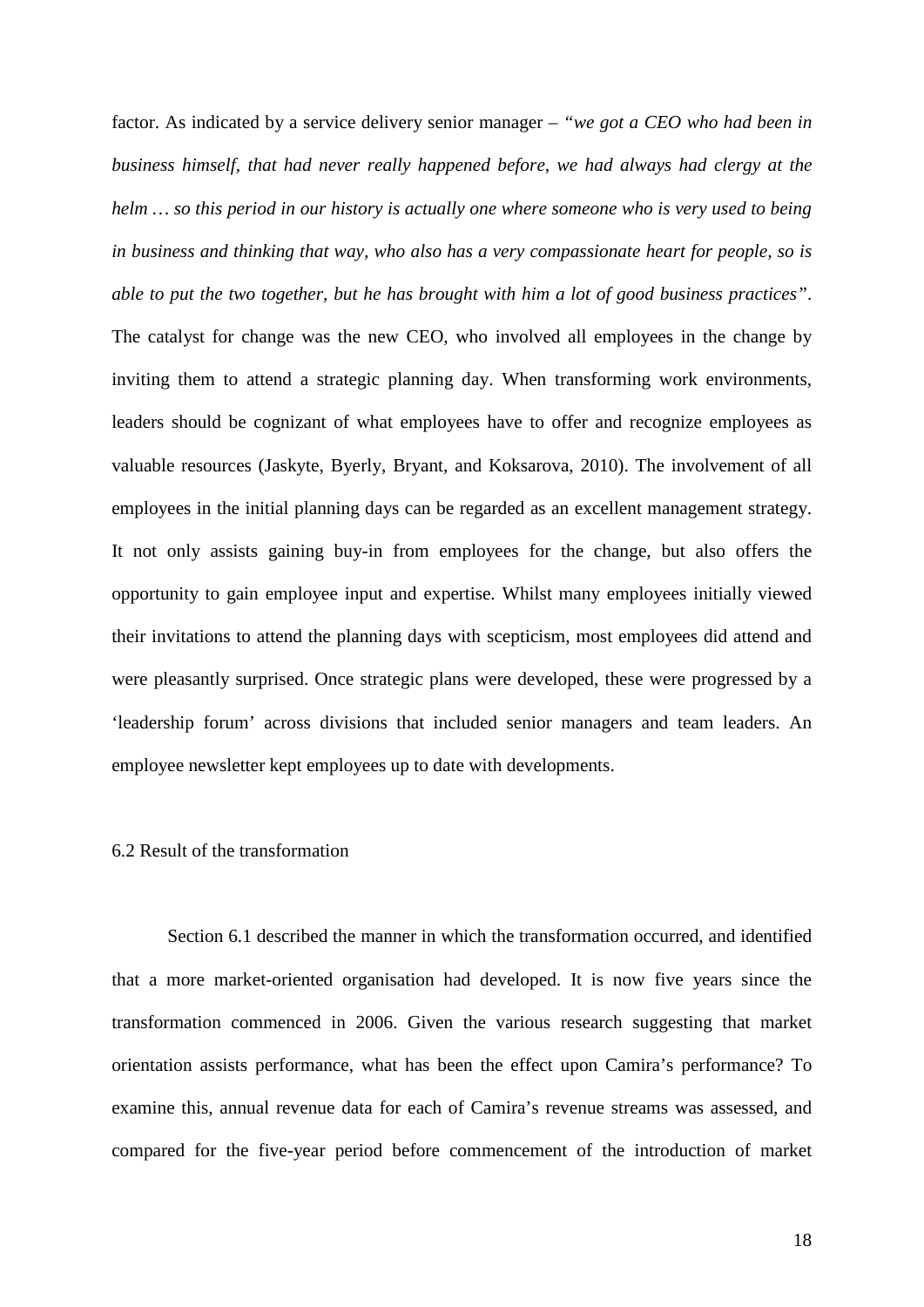factor. As indicated by a service delivery senior manager – *"we got a CEO who had been in business himself, that had never really happened before, we had always had clergy at the helm … so this period in our history is actually one where someone who is very used to being in business and thinking that way, who also has a very compassionate heart for people, so is able to put the two together, but he has brought with him a lot of good business practices"*. The catalyst for change was the new CEO, who involved all employees in the change by inviting them to attend a strategic planning day. When transforming work environments, leaders should be cognizant of what employees have to offer and recognize employees as valuable resources (Jaskyte, Byerly, Bryant, and Koksarova, 2010). The involvement of all employees in the initial planning days can be regarded as an excellent management strategy. It not only assists gaining buy-in from employees for the change, but also offers the opportunity to gain employee input and expertise. Whilst many employees initially viewed their invitations to attend the planning days with scepticism, most employees did attend and were pleasantly surprised. Once strategic plans were developed, these were progressed by a 'leadership forum' across divisions that included senior managers and team leaders. An employee newsletter kept employees up to date with developments.

## 6.2 Result of the transformation

Section 6.1 described the manner in which the transformation occurred, and identified that a more market-oriented organisation had developed. It is now five years since the transformation commenced in 2006. Given the various research suggesting that market orientation assists performance, what has been the effect upon Camira's performance? To examine this, annual revenue data for each of Camira's revenue streams was assessed, and compared for the five-year period before commencement of the introduction of market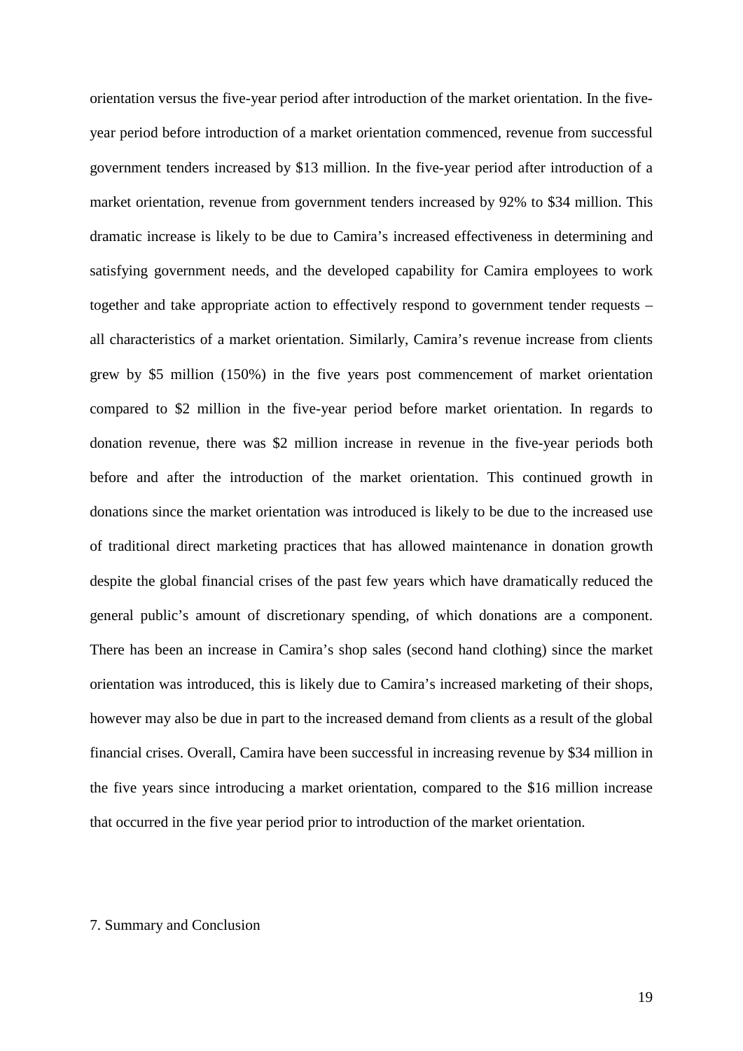orientation versus the five-year period after introduction of the market orientation. In the five-year period before introduction of a market orientation commenced, revenue from successful government tenders increased by $13 million. In the five-year period after introduction of a market orientation, revenue from government tenders increased by 92% to $34 million. This dramatic increase is likely to be due to Camira's increased effectiveness in determining and satisfying government needs, and the developed capability for Camira employees to work together and take appropriate action to effectively respond to government tender requests – all characteristics of a market orientation. Similarly, Camira's revenue increase from clients grew by $5 million (150%) in the five years post commencement of market orientation compared to $2 million in the five-year period before market orientation. In regards to donation revenue, there was $2 million increase in revenue in the five-year periods both before and after the introduction of the market orientation. This continued growth in donations since the market orientation was introduced is likely to be due to the increased use of traditional direct marketing practices that has allowed maintenance in donation growth despite the global financial crises of the past few years which have dramatically reduced the general public's amount of discretionary spending, of which donations are a component. There has been an increase in Camira's shop sales (second hand clothing) since the market orientation was introduced, this is likely due to Camira's increased marketing of their shops, however may also be due in part to the increased demand from clients as a result of the global financial crises. Overall, Camira have been successful in increasing revenue by $34 million in the five years since introducing a market orientation, compared to the $16 million increase that occurred in the five year period prior to introduction of the market orientation.

## 7. Summary and Conclusion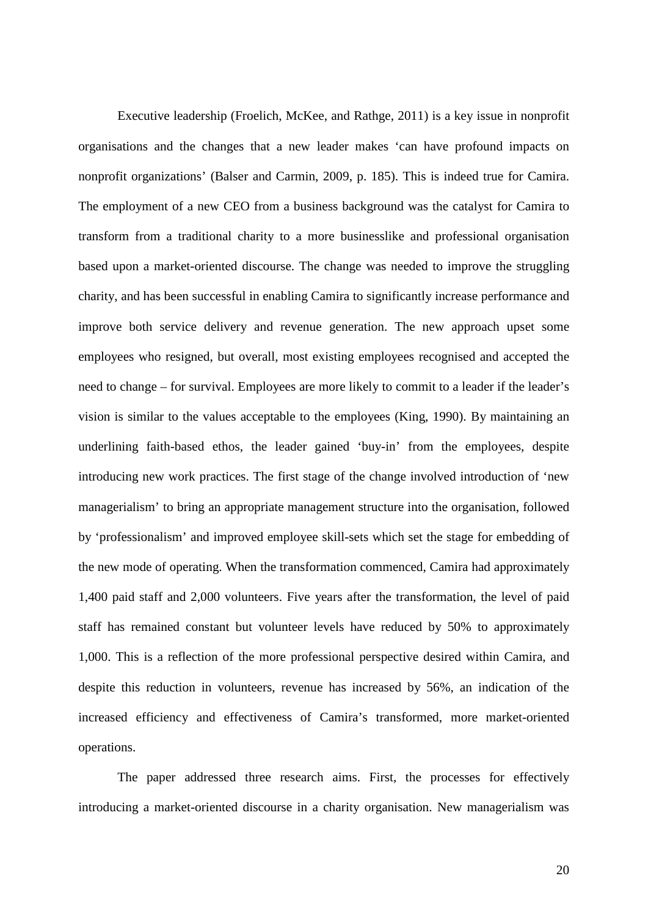Executive leadership (Froelich, McKee, and Rathge, 2011) is a key issue in nonprofit organisations and the changes that a new leader makes 'can have profound impacts on nonprofit organizations' (Balser and Carmin, 2009, p. 185). This is indeed true for Camira. The employment of a new CEO from a business background was the catalyst for Camira to transform from a traditional charity to a more businesslike and professional organisation based upon a market-oriented discourse. The change was needed to improve the struggling charity, and has been successful in enabling Camira to significantly increase performance and improve both service delivery and revenue generation. The new approach upset some employees who resigned, but overall, most existing employees recognised and accepted the need to change – for survival. Employees are more likely to commit to a leader if the leader's vision is similar to the values acceptable to the employees (King, 1990). By maintaining an underlining faith-based ethos, the leader gained 'buy-in' from the employees, despite introducing new work practices. The first stage of the change involved introduction of 'new managerialism' to bring an appropriate management structure into the organisation, followed by 'professionalism' and improved employee skill-sets which set the stage for embedding of the new mode of operating. When the transformation commenced, Camira had approximately 1,400 paid staff and 2,000 volunteers. Five years after the transformation, the level of paid staff has remained constant but volunteer levels have reduced by 50% to approximately 1,000. This is a reflection of the more professional perspective desired within Camira, and despite this reduction in volunteers, revenue has increased by 56%, an indication of the increased efficiency and effectiveness of Camira's transformed, more market-oriented operations.

The paper addressed three research aims. First, the processes for effectively introducing a market-oriented discourse in a charity organisation. New managerialism was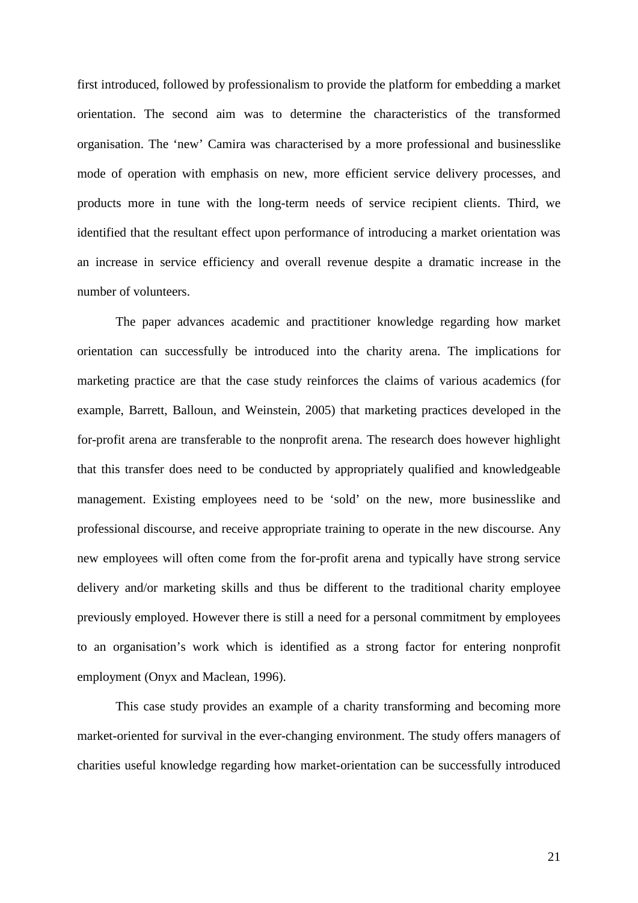first introduced, followed by professionalism to provide the platform for embedding a market orientation. The second aim was to determine the characteristics of the transformed organisation. The 'new' Camira was characterised by a more professional and businesslike mode of operation with emphasis on new, more efficient service delivery processes, and products more in tune with the long-term needs of service recipient clients. Third, we identified that the resultant effect upon performance of introducing a market orientation was an increase in service efficiency and overall revenue despite a dramatic increase in the number of volunteers.

The paper advances academic and practitioner knowledge regarding how market orientation can successfully be introduced into the charity arena. The implications for marketing practice are that the case study reinforces the claims of various academics (for example, Barrett, Balloun, and Weinstein, 2005) that marketing practices developed in the for-profit arena are transferable to the nonprofit arena. The research does however highlight that this transfer does need to be conducted by appropriately qualified and knowledgeable management. Existing employees need to be 'sold' on the new, more businesslike and professional discourse, and receive appropriate training to operate in the new discourse. Any new employees will often come from the for-profit arena and typically have strong service delivery and/or marketing skills and thus be different to the traditional charity employee previously employed. However there is still a need for a personal commitment by employees to an organisation's work which is identified as a strong factor for entering nonprofit employment (Onyx and Maclean, 1996).

This case study provides an example of a charity transforming and becoming more market-oriented for survival in the ever-changing environment. The study offers managers of charities useful knowledge regarding how market-orientation can be successfully introduced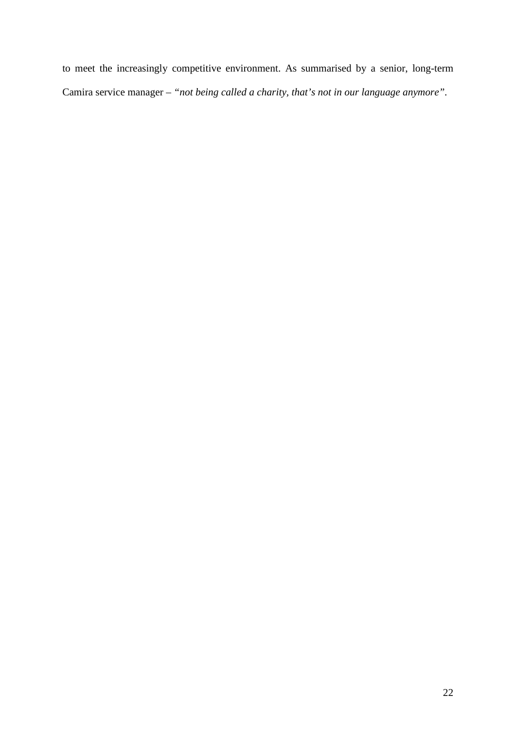to meet the increasingly competitive environment. As summarised by a senior, long-term Camira service manager – *"not being called a charity, that's not in our language anymore"*.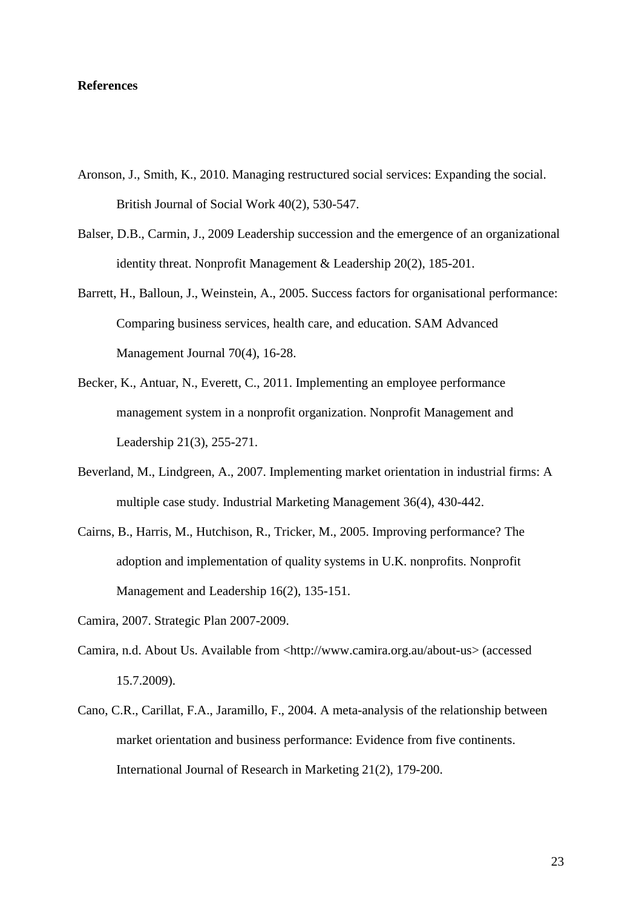**References**

Aronson, J., Smith, K., 2010. Managing restructured social services: Expanding the social. British Journal of Social Work 40(2), 530-547.

Balser, D.B., Carmin, J., 2009 Leadership succession and the emergence of an organizational identity threat. Nonprofit Management & Leadership 20(2), 185-201.

Barrett, H., Balloun, J., Weinstein, A., 2005. Success factors for organisational performance: Comparing business services, health care, and education. SAM Advanced Management Journal 70(4), 16-28.

Becker, K., Antuar, N., Everett, C., 2011. Implementing an employee performance management system in a nonprofit organization. Nonprofit Management and Leadership 21(3), 255-271.

Beverland, M., Lindgreen, A., 2007. Implementing market orientation in industrial firms: A multiple case study. Industrial Marketing Management 36(4), 430-442.

Cairns, B., Harris, M., Hutchison, R., Tricker, M., 2005. Improving performance? The adoption and implementation of quality systems in U.K. nonprofits. Nonprofit Management and Leadership 16(2), 135-151.

Camira, 2007. Strategic Plan 2007-2009.

Camira, n.d. About Us. Available from <http://www.camira.org.au/about-us> (accessed 15.7.2009).

Cano, C.R., Carillat, F.A., Jaramillo, F., 2004. A meta-analysis of the relationship between market orientation and business performance: Evidence from five continents. International Journal of Research in Marketing 21(2), 179-200.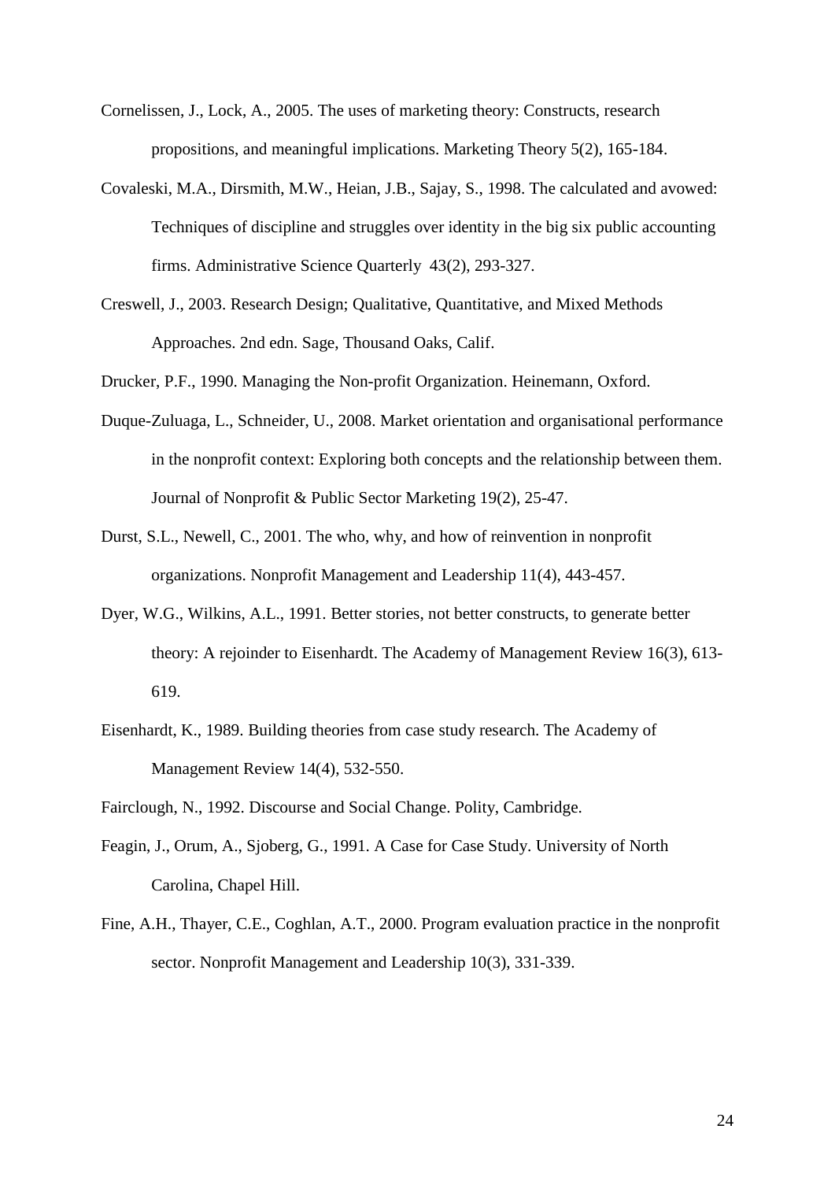Cornelissen, J., Lock, A., 2005. The uses of marketing theory: Constructs, research propositions, and meaningful implications. Marketing Theory 5(2), 165-184.

Covaleski, M.A., Dirsmith, M.W., Heian, J.B., Sajay, S., 1998. The calculated and avowed: Techniques of discipline and struggles over identity in the big six public accounting firms. Administrative Science Quarterly 43(2), 293-327.

Creswell, J., 2003. Research Design; Qualitative, Quantitative, and Mixed Methods Approaches. 2nd edn. Sage, Thousand Oaks, Calif.

Drucker, P.F., 1990. Managing the Non-profit Organization. Heinemann, Oxford.

Duque-Zuluaga, L., Schneider, U., 2008. Market orientation and organisational performance in the nonprofit context: Exploring both concepts and the relationship between them. Journal of Nonprofit & Public Sector Marketing 19(2), 25-47.

Durst, S.L., Newell, C., 2001. The who, why, and how of reinvention in nonprofit organizations. Nonprofit Management and Leadership 11(4), 443-457.

Dyer, W.G., Wilkins, A.L., 1991. Better stories, not better constructs, to generate better theory: A rejoinder to Eisenhardt. The Academy of Management Review 16(3), 613-619.

Eisenhardt, K., 1989. Building theories from case study research. The Academy of Management Review 14(4), 532-550.

Fairclough, N., 1992. Discourse and Social Change. Polity, Cambridge.

Feagin, J., Orum, A., Sjoberg, G., 1991. A Case for Case Study. University of North Carolina, Chapel Hill.

Fine, A.H., Thayer, C.E., Coghlan, A.T., 2000. Program evaluation practice in the nonprofit sector. Nonprofit Management and Leadership 10(3), 331-339.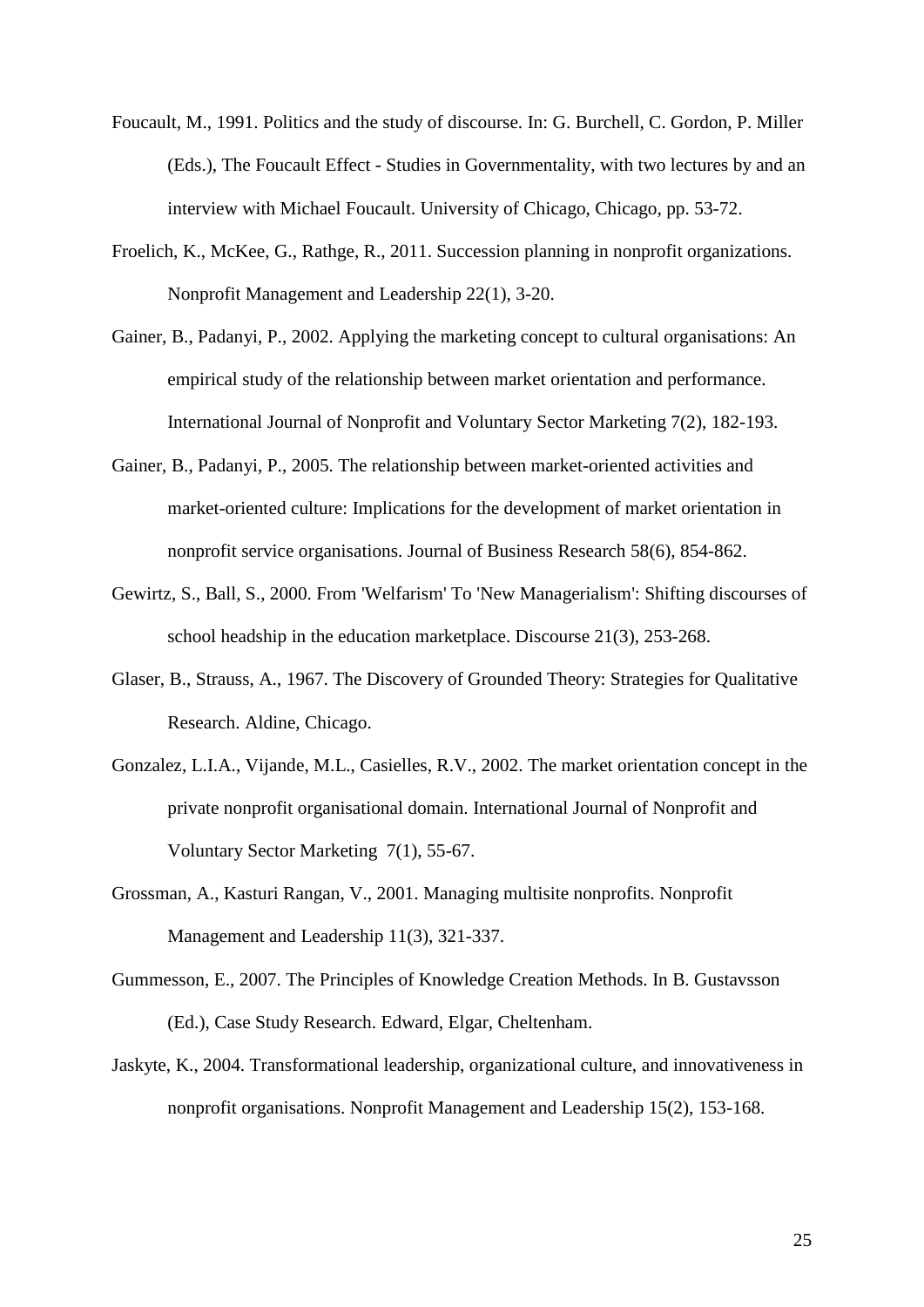Foucault, M., 1991. Politics and the study of discourse. In: G. Burchell, C. Gordon, P. Miller (Eds.), The Foucault Effect - Studies in Governmentality, with two lectures by and an interview with Michael Foucault. University of Chicago, Chicago, pp. 53-72.

Froelich, K., McKee, G., Rathge, R., 2011. Succession planning in nonprofit organizations. Nonprofit Management and Leadership 22(1), 3-20.

Gainer, B., Padanyi, P., 2002. Applying the marketing concept to cultural organisations: An empirical study of the relationship between market orientation and performance. International Journal of Nonprofit and Voluntary Sector Marketing 7(2), 182-193.

Gainer, B., Padanyi, P., 2005. The relationship between market-oriented activities and market-oriented culture: Implications for the development of market orientation in nonprofit service organisations. Journal of Business Research 58(6), 854-862.

Gewirtz, S., Ball, S., 2000. From 'Welfarism' To 'New Managerialism': Shifting discourses of school headship in the education marketplace. Discourse 21(3), 253-268.

Glaser, B., Strauss, A., 1967. The Discovery of Grounded Theory: Strategies for Qualitative Research. Aldine, Chicago.

Gonzalez, L.I.A., Vijande, M.L., Casielles, R.V., 2002. The market orientation concept in the private nonprofit organisational domain. International Journal of Nonprofit and Voluntary Sector Marketing 7(1), 55-67.

Grossman, A., Kasturi Rangan, V., 2001. Managing multisite nonprofits. Nonprofit Management and Leadership 11(3), 321-337.

Gummesson, E., 2007. The Principles of Knowledge Creation Methods. In B. Gustavsson (Ed.), Case Study Research. Edward, Elgar, Cheltenham.

Jaskyte, K., 2004. Transformational leadership, organizational culture, and innovativeness in nonprofit organisations. Nonprofit Management and Leadership 15(2), 153-168.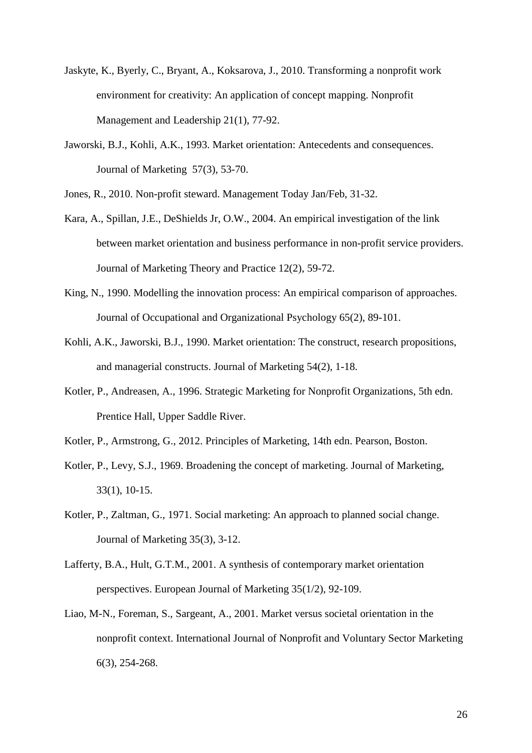Jaskyte, K., Byerly, C., Bryant, A., Koksarova, J., 2010. Transforming a nonprofit work environment for creativity: An application of concept mapping. Nonprofit Management and Leadership 21(1), 77-92.

Jaworski, B.J., Kohli, A.K., 1993. Market orientation: Antecedents and consequences. Journal of Marketing 57(3), 53-70.

Jones, R., 2010. Non-profit steward. Management Today Jan/Feb, 31-32.

Kara, A., Spillan, J.E., DeShields Jr, O.W., 2004. An empirical investigation of the link between market orientation and business performance in non-profit service providers. Journal of Marketing Theory and Practice 12(2), 59-72.

King, N., 1990. Modelling the innovation process: An empirical comparison of approaches. Journal of Occupational and Organizational Psychology 65(2), 89-101.

Kohli, A.K., Jaworski, B.J., 1990. Market orientation: The construct, research propositions, and managerial constructs. Journal of Marketing 54(2), 1-18.

Kotler, P., Andreasen, A., 1996. Strategic Marketing for Nonprofit Organizations, 5th edn. Prentice Hall, Upper Saddle River.

Kotler, P., Armstrong, G., 2012. Principles of Marketing, 14th edn. Pearson, Boston.

Kotler, P., Levy, S.J., 1969. Broadening the concept of marketing. Journal of Marketing, 33(1), 10-15.

Kotler, P., Zaltman, G., 1971. Social marketing: An approach to planned social change. Journal of Marketing 35(3), 3-12.

Lafferty, B.A., Hult, G.T.M., 2001. A synthesis of contemporary market orientation perspectives. European Journal of Marketing 35(1/2), 92-109.

Liao, M-N., Foreman, S., Sargeant, A., 2001. Market versus societal orientation in the nonprofit context. International Journal of Nonprofit and Voluntary Sector Marketing 6(3), 254-268.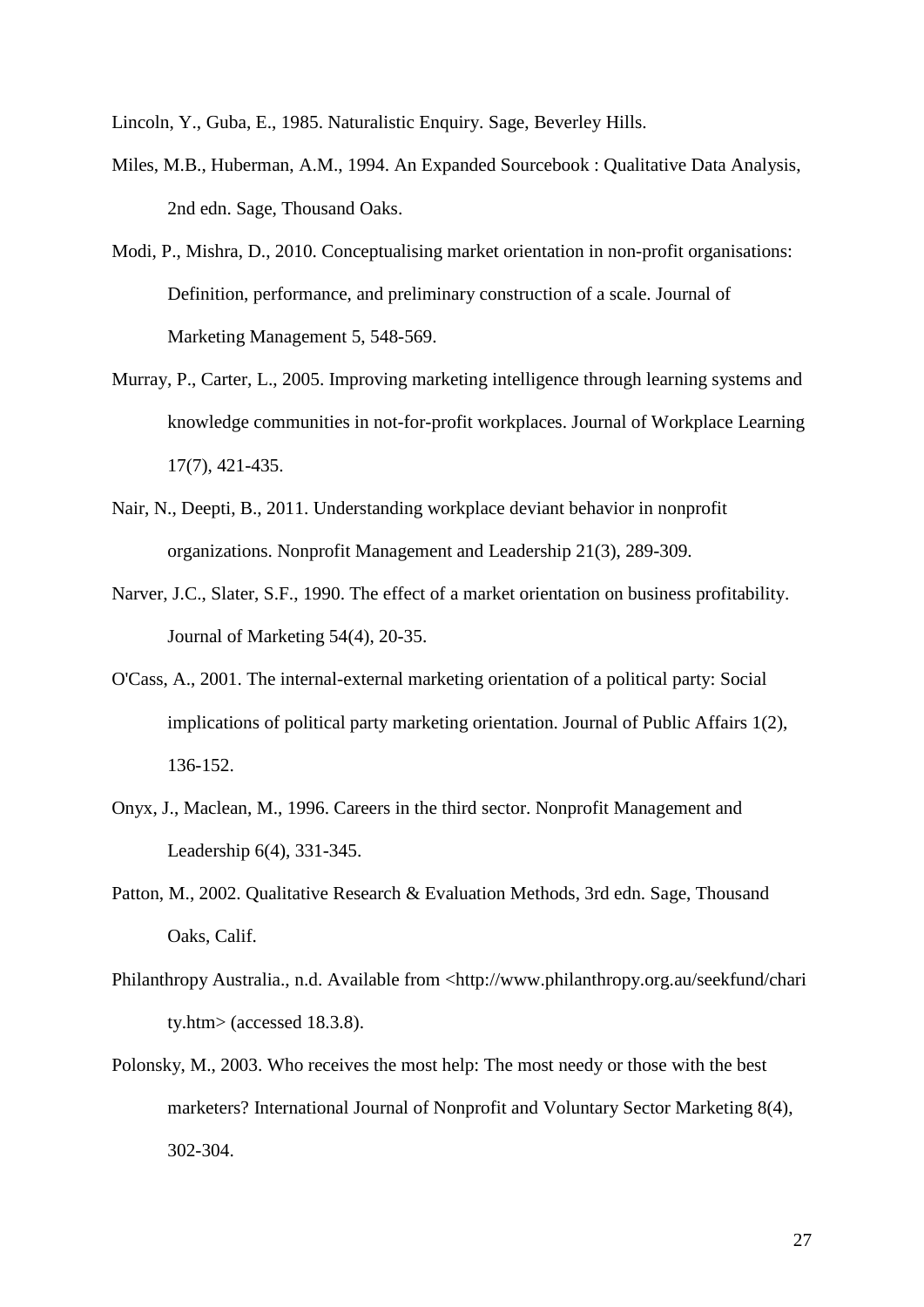Lincoln, Y., Guba, E., 1985. Naturalistic Enquiry. Sage, Beverley Hills.

Miles, M.B., Huberman, A.M., 1994. An Expanded Sourcebook : Qualitative Data Analysis, 2nd edn. Sage, Thousand Oaks.

Modi, P., Mishra, D., 2010. Conceptualising market orientation in non-profit organisations: Definition, performance, and preliminary construction of a scale. Journal of Marketing Management 5, 548-569.

Murray, P., Carter, L., 2005. Improving marketing intelligence through learning systems and knowledge communities in not-for-profit workplaces. Journal of Workplace Learning 17(7), 421-435.

Nair, N., Deepti, B., 2011. Understanding workplace deviant behavior in nonprofit organizations. Nonprofit Management and Leadership 21(3), 289-309.

Narver, J.C., Slater, S.F., 1990. The effect of a market orientation on business profitability. Journal of Marketing 54(4), 20-35.

O'Cass, A., 2001. The internal-external marketing orientation of a political party: Social implications of political party marketing orientation. Journal of Public Affairs 1(2), 136-152.

Onyx, J., Maclean, M., 1996. Careers in the third sector. Nonprofit Management and Leadership 6(4), 331-345.

Patton, M., 2002. Qualitative Research & Evaluation Methods, 3rd edn. Sage, Thousand Oaks, Calif.

Philanthropy Australia., n.d. Available from <http://www.philanthropy.org.au/seekfund/charity.htm> (accessed 18.3.8).

Polonsky, M., 2003. Who receives the most help: The most needy or those with the best marketers? International Journal of Nonprofit and Voluntary Sector Marketing 8(4), 302-304.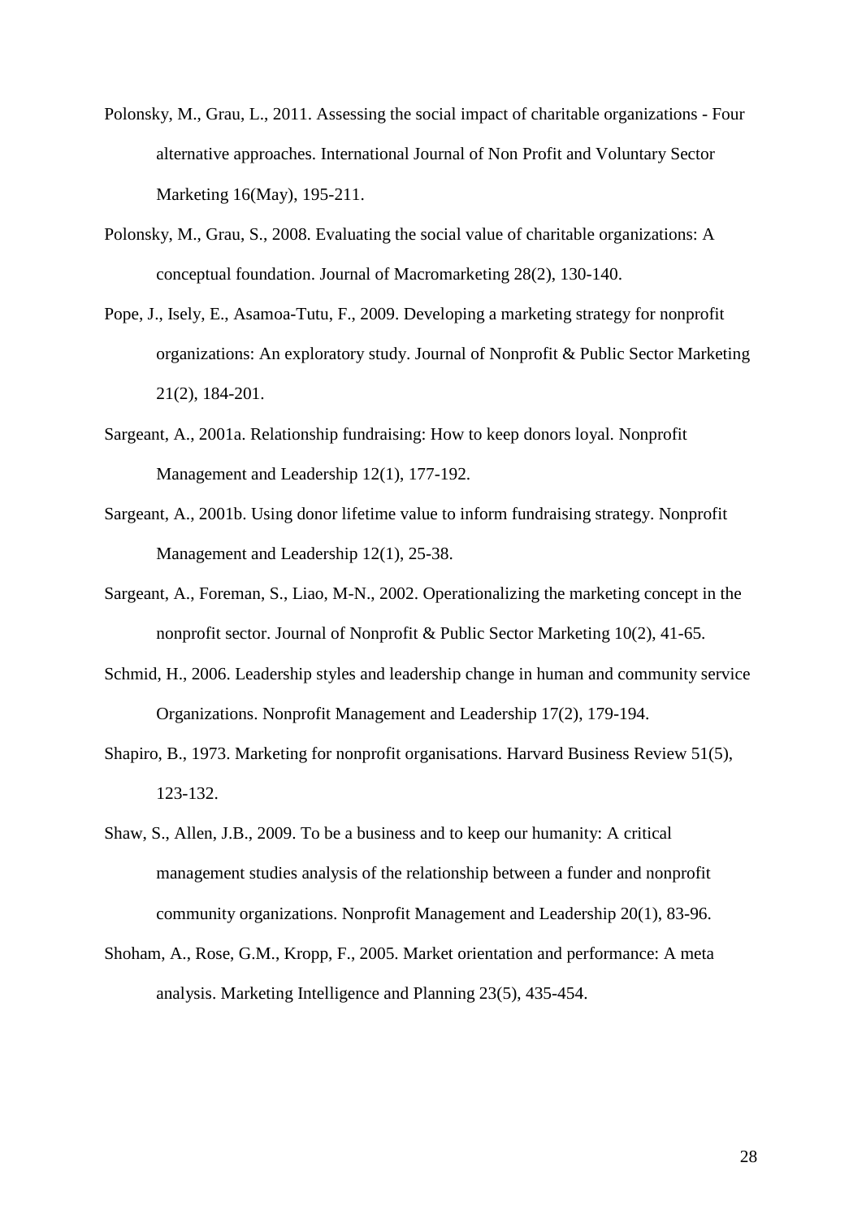Polonsky, M., Grau, L., 2011. Assessing the social impact of charitable organizations - Four alternative approaches. International Journal of Non Profit and Voluntary Sector Marketing 16(May), 195-211.

Polonsky, M., Grau, S., 2008. Evaluating the social value of charitable organizations: A conceptual foundation. Journal of Macromarketing 28(2), 130-140.

Pope, J., Isely, E., Asamoa-Tutu, F., 2009. Developing a marketing strategy for nonprofit organizations: An exploratory study. Journal of Nonprofit & Public Sector Marketing 21(2), 184-201.

Sargeant, A., 2001a. Relationship fundraising: How to keep donors loyal. Nonprofit Management and Leadership 12(1), 177-192.

Sargeant, A., 2001b. Using donor lifetime value to inform fundraising strategy. Nonprofit Management and Leadership 12(1), 25-38.

Sargeant, A., Foreman, S., Liao, M-N., 2002. Operationalizing the marketing concept in the nonprofit sector. Journal of Nonprofit & Public Sector Marketing 10(2), 41-65.

Schmid, H., 2006. Leadership styles and leadership change in human and community service Organizations. Nonprofit Management and Leadership 17(2), 179-194.

Shapiro, B., 1973. Marketing for nonprofit organisations. Harvard Business Review 51(5), 123-132.

Shaw, S., Allen, J.B., 2009. To be a business and to keep our humanity: A critical management studies analysis of the relationship between a funder and nonprofit community organizations. Nonprofit Management and Leadership 20(1), 83-96.

Shoham, A., Rose, G.M., Kropp, F., 2005. Market orientation and performance: A meta analysis. Marketing Intelligence and Planning 23(5), 435-454.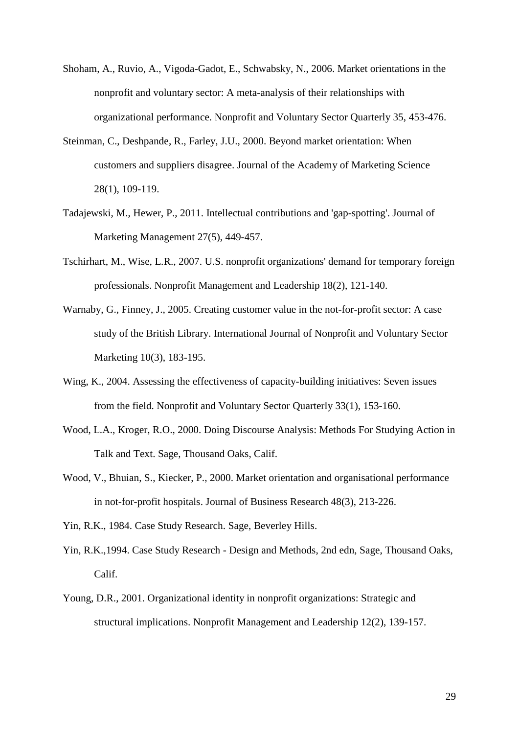Shoham, A., Ruvio, A., Vigoda-Gadot, E., Schwabsky, N., 2006. Market orientations in the nonprofit and voluntary sector: A meta-analysis of their relationships with organizational performance. Nonprofit and Voluntary Sector Quarterly 35, 453-476.

Steinman, C., Deshpande, R., Farley, J.U., 2000. Beyond market orientation: When customers and suppliers disagree. Journal of the Academy of Marketing Science 28(1), 109-119.

Tadajewski, M., Hewer, P., 2011. Intellectual contributions and 'gap-spotting'. Journal of Marketing Management 27(5), 449-457.

Tschirhart, M., Wise, L.R., 2007. U.S. nonprofit organizations' demand for temporary foreign professionals. Nonprofit Management and Leadership 18(2), 121-140.

Warnaby, G., Finney, J., 2005. Creating customer value in the not-for-profit sector: A case study of the British Library. International Journal of Nonprofit and Voluntary Sector Marketing 10(3), 183-195.

Wing, K., 2004. Assessing the effectiveness of capacity-building initiatives: Seven issues from the field. Nonprofit and Voluntary Sector Quarterly 33(1), 153-160.

Wood, L.A., Kroger, R.O., 2000. Doing Discourse Analysis: Methods For Studying Action in Talk and Text. Sage, Thousand Oaks, Calif.

Wood, V., Bhuian, S., Kiecker, P., 2000. Market orientation and organisational performance in not-for-profit hospitals. Journal of Business Research 48(3), 213-226.

Yin, R.K., 1984. Case Study Research. Sage, Beverley Hills.

Yin, R.K.,1994. Case Study Research - Design and Methods, 2nd edn, Sage, Thousand Oaks, Calif.

Young, D.R., 2001. Organizational identity in nonprofit organizations: Strategic and structural implications. Nonprofit Management and Leadership 12(2), 139-157.